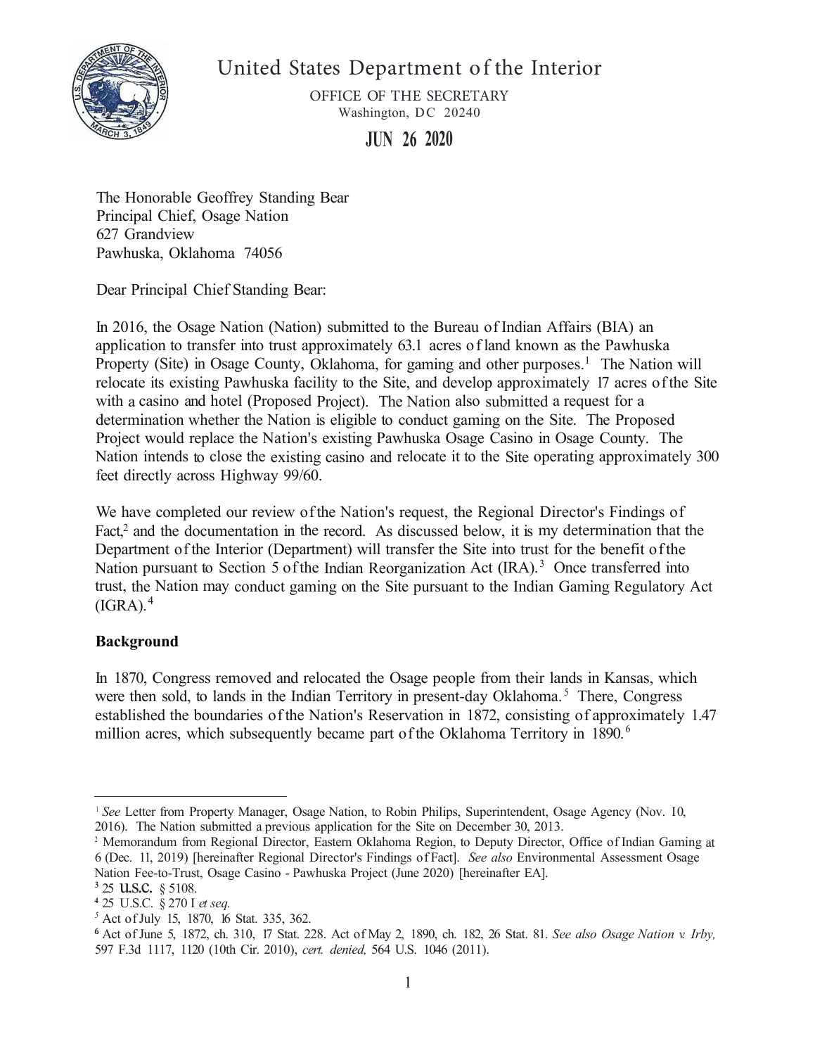# United States Department of the Interior

OFFICE OF THE SECRETARY
Washington, DC 20240

**JUN 26 2020**

The Honorable Geoffrey Standing Bear
Principal Chief, Osage Nation
627 Grandview
Pawhuska, Oklahoma 74056

Dear Principal Chief Standing Bear:

In 2016, the Osage Nation (Nation) submitted to the Bureau of Indian Affairs (BIA) an application to transfer into trust approximately 63.1 acres of land known as the Pawhuska Property (Site) in Osage County, Oklahoma, for gaming and other purposes.[1] The Nation will relocate its existing Pawhuska facility to the Site, and develop approximately 17 acres of the Site with a casino and hotel (Proposed Project). The Nation also submitted a request for a determination whether the Nation is eligible to conduct gaming on the Site. The Proposed Project would replace the Nation's existing Pawhuska Osage Casino in Osage County. The Nation intends to close the existing casino and relocate it to the Site operating approximately 300 feet directly across Highway 99/60.

We have completed our review of the Nation's request, the Regional Director's Findings of Fact,[2] and the documentation in the record. As discussed below, it is my determination that the Department of the Interior (Department) will transfer the Site into trust for the benefit of the Nation pursuant to Section 5 of the Indian Reorganization Act (IRA).[3] Once transferred into trust, the Nation may conduct gaming on the Site pursuant to the Indian Gaming Regulatory Act (IGRA).[4]

## Background

In 1870, Congress removed and relocated the Osage people from their lands in Kansas, which were then sold, to lands in the Indian Territory in present-day Oklahoma.[5] There, Congress established the boundaries of the Nation's Reservation in 1872, consisting of approximately 1.47 million acres, which subsequently became part of the Oklahoma Territory in 1890.[6]

---

[1] *See* Letter from Property Manager, Osage Nation, to Robin Philips, Superintendent, Osage Agency (Nov. 10, 2016). The Nation submitted a previous application for the Site on December 30, 2013.

[2] Memorandum from Regional Director, Eastern Oklahoma Region, to Deputy Director, Office of Indian Gaming at 6 (Dec. 11, 2019) [hereinafter Regional Director's Findings of Fact]. *See also* Environmental Assessment Osage Nation Fee-to-Trust, Osage Casino - Pawhuska Project (June 2020) [hereinafter EA].

[3] 25 U.S.C. § 5108.

[4] 25 U.S.C. § 2701 *et seq.*

[5] Act of July 15, 1870, 16 Stat. 335, 362.

[6] Act of June 5, 1872, ch. 310, 17 Stat. 228. Act of May 2, 1890, ch. 182, 26 Stat. 81. *See also Osage Nation v. Irby,* 597 F.3d 1117, 1120 (10th Cir. 2010), *cert. denied,* 564 U.S. 1046 (2011).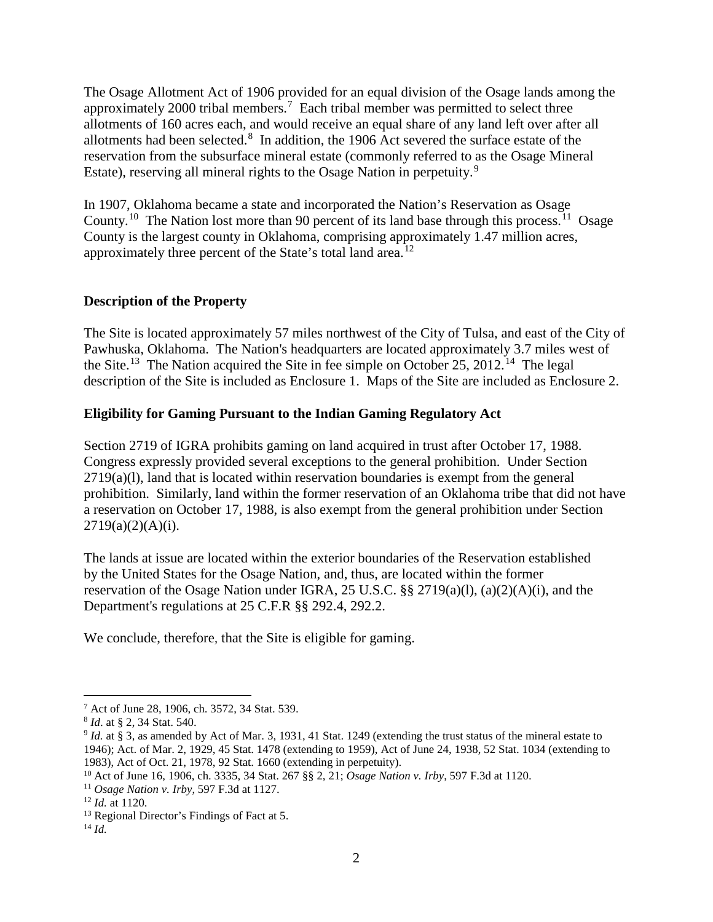The Osage Allotment Act of 1906 provided for an equal division of the Osage lands among the approximately 2000 tribal members.[7] Each tribal member was permitted to select three allotments of 160 acres each, and would receive an equal share of any land left over after all allotments had been selected.[8] In addition, the 1906 Act severed the surface estate of the reservation from the subsurface mineral estate (commonly referred to as the Osage Mineral Estate), reserving all mineral rights to the Osage Nation in perpetuity.[9]

In 1907, Oklahoma became a state and incorporated the Nation's Reservation as Osage County.[10] The Nation lost more than 90 percent of its land base through this process.[11] Osage County is the largest county in Oklahoma, comprising approximately 1.47 million acres, approximately three percent of the State's total land area.[12]

**Description of the Property**

The Site is located approximately 57 miles northwest of the City of Tulsa, and east of the City of Pawhuska, Oklahoma. The Nation's headquarters are located approximately 3.7 miles west of the Site.[13] The Nation acquired the Site in fee simple on October 25, 2012.[14] The legal description of the Site is included as Enclosure 1. Maps of the Site are included as Enclosure 2.

**Eligibility for Gaming Pursuant to the Indian Gaming Regulatory Act**

Section 2719 of IGRA prohibits gaming on land acquired in trust after October 17, 1988. Congress expressly provided several exceptions to the general prohibition. Under Section 2719(a)(l), land that is located within reservation boundaries is exempt from the general prohibition. Similarly, land within the former reservation of an Oklahoma tribe that did not have a reservation on October 17, 1988, is also exempt from the general prohibition under Section 2719(a)(2)(A)(i).

The lands at issue are located within the exterior boundaries of the Reservation established by the United States for the Osage Nation, and, thus, are located within the former reservation of the Osage Nation under IGRA, 25 U.S.C. §§ 2719(a)(l), (a)(2)(A)(i), and the Department's regulations at 25 C.F.R §§ 292.4, 292.2.

We conclude, therefore, that the Site is eligible for gaming.

---

[7] Act of June 28, 1906, ch. 3572, 34 Stat. 539.

[8] *Id*. at § 2, 34 Stat. 540.

[9] *Id.* at § 3, as amended by Act of Mar. 3, 1931, 41 Stat. 1249 (extending the trust status of the mineral estate to 1946); Act. of Mar. 2, 1929, 45 Stat. 1478 (extending to 1959), Act of June 24, 1938, 52 Stat. 1034 (extending to 1983), Act of Oct. 21, 1978, 92 Stat. 1660 (extending in perpetuity).

[10] Act of June 16, 1906, ch. 3335, 34 Stat. 267 §§ 2, 21; *Osage Nation v. Irby*, 597 F.3d at 1120.

[11] *Osage Nation v. Irby*, 597 F.3d at 1127.

[12] *Id.* at 1120.

[13] Regional Director's Findings of Fact at 5.

[14] *Id.*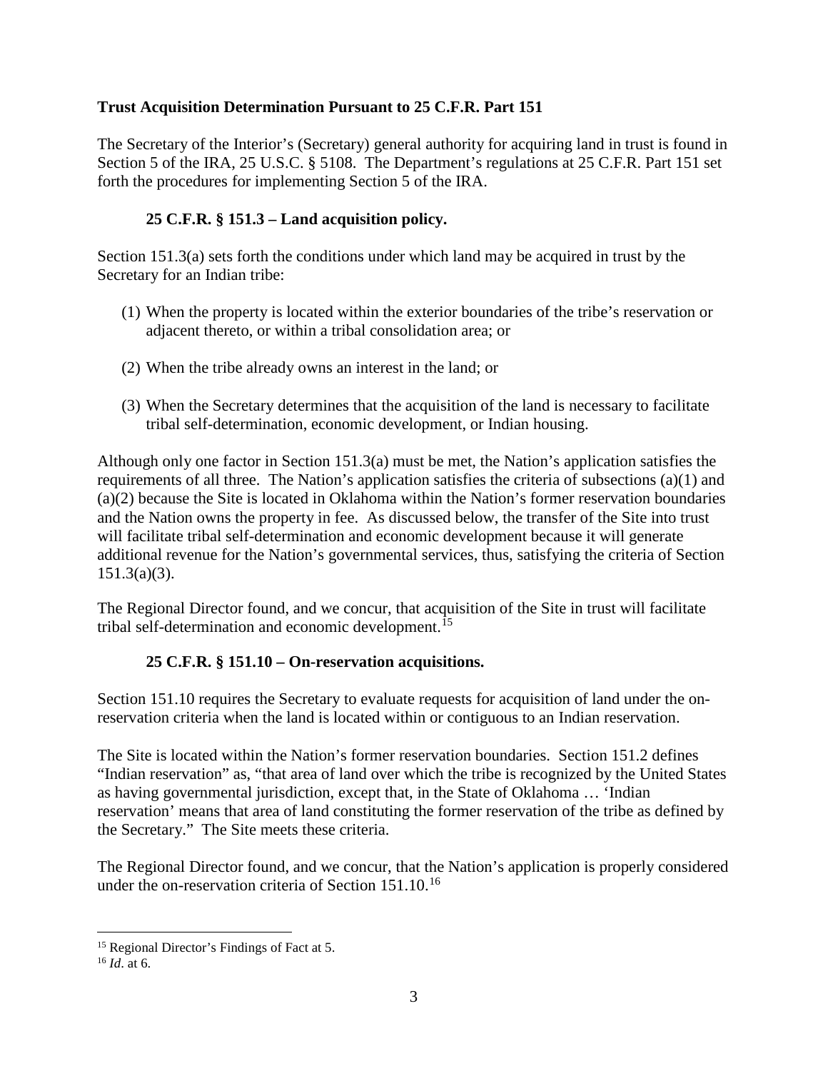**Trust Acquisition Determination Pursuant to 25 C.F.R. Part 151**

The Secretary of the Interior's (Secretary) general authority for acquiring land in trust is found in Section 5 of the IRA, 25 U.S.C. § 5108. The Department's regulations at 25 C.F.R. Part 151 set forth the procedures for implementing Section 5 of the IRA.

**25 C.F.R. § 151.3 – Land acquisition policy.**

Section 151.3(a) sets forth the conditions under which land may be acquired in trust by the Secretary for an Indian tribe:

1. When the property is located within the exterior boundaries of the tribe's reservation or adjacent thereto, or within a tribal consolidation area; or
2. When the tribe already owns an interest in the land; or
3. When the Secretary determines that the acquisition of the land is necessary to facilitate tribal self-determination, economic development, or Indian housing.

Although only one factor in Section 151.3(a) must be met, the Nation's application satisfies the requirements of all three. The Nation's application satisfies the criteria of subsections (a)(1) and (a)(2) because the Site is located in Oklahoma within the Nation's former reservation boundaries and the Nation owns the property in fee. As discussed below, the transfer of the Site into trust will facilitate tribal self-determination and economic development because it will generate additional revenue for the Nation's governmental services, thus, satisfying the criteria of Section 151.3(a)(3).

The Regional Director found, and we concur, that acquisition of the Site in trust will facilitate tribal self-determination and economic development.[15]

**25 C.F.R. § 151.10 – On-reservation acquisitions.**

Section 151.10 requires the Secretary to evaluate requests for acquisition of land under the on-reservation criteria when the land is located within or contiguous to an Indian reservation.

The Site is located within the Nation's former reservation boundaries. Section 151.2 defines "Indian reservation" as, "that area of land over which the tribe is recognized by the United States as having governmental jurisdiction, except that, in the State of Oklahoma … 'Indian reservation' means that area of land constituting the former reservation of the tribe as defined by the Secretary." The Site meets these criteria.

The Regional Director found, and we concur, that the Nation's application is properly considered under the on-reservation criteria of Section 151.10.[16]

---

[15] Regional Director's Findings of Fact at 5.

[16] *Id*. at 6.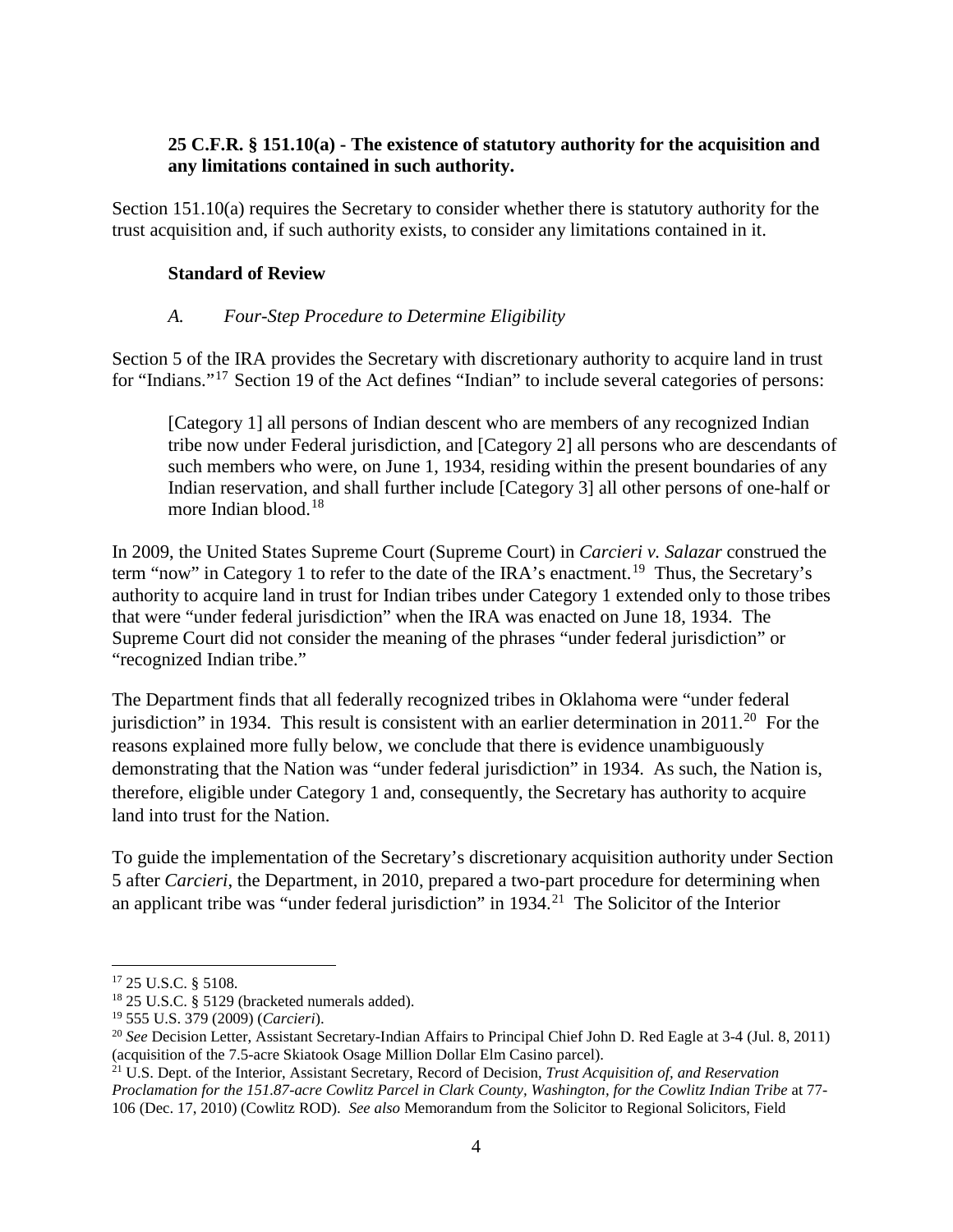**25 C.F.R. § 151.10(a) - The existence of statutory authority for the acquisition and any limitations contained in such authority.**

Section 151.10(a) requires the Secretary to consider whether there is statutory authority for the trust acquisition and, if such authority exists, to consider any limitations contained in it.

**Standard of Review**

*A. Four-Step Procedure to Determine Eligibility*

Section 5 of the IRA provides the Secretary with discretionary authority to acquire land in trust for "Indians."[17] Section 19 of the Act defines "Indian" to include several categories of persons:

> [Category 1] all persons of Indian descent who are members of any recognized Indian tribe now under Federal jurisdiction, and [Category 2] all persons who are descendants of such members who were, on June 1, 1934, residing within the present boundaries of any Indian reservation, and shall further include [Category 3] all other persons of one-half or more Indian blood.[18]

In 2009, the United States Supreme Court (Supreme Court) in *Carcieri v. Salazar* construed the term "now" in Category 1 to refer to the date of the IRA's enactment.[19] Thus, the Secretary's authority to acquire land in trust for Indian tribes under Category 1 extended only to those tribes that were "under federal jurisdiction" when the IRA was enacted on June 18, 1934. The Supreme Court did not consider the meaning of the phrases "under federal jurisdiction" or "recognized Indian tribe."

The Department finds that all federally recognized tribes in Oklahoma were "under federal jurisdiction" in 1934. This result is consistent with an earlier determination in 2011.[20] For the reasons explained more fully below, we conclude that there is evidence unambiguously demonstrating that the Nation was "under federal jurisdiction" in 1934. As such, the Nation is, therefore, eligible under Category 1 and, consequently, the Secretary has authority to acquire land into trust for the Nation.

To guide the implementation of the Secretary's discretionary acquisition authority under Section 5 after *Carcieri*, the Department, in 2010, prepared a two-part procedure for determining when an applicant tribe was "under federal jurisdiction" in 1934.[21] The Solicitor of the Interior

---

[17] 25 U.S.C. § 5108.

[18] 25 U.S.C. § 5129 (bracketed numerals added).

[19] 555 U.S. 379 (2009) (*Carcieri*).

[20] *See* Decision Letter, Assistant Secretary-Indian Affairs to Principal Chief John D. Red Eagle at 3-4 (Jul. 8, 2011) (acquisition of the 7.5-acre Skiatook Osage Million Dollar Elm Casino parcel).

[21] U.S. Dept. of the Interior, Assistant Secretary, Record of Decision, *Trust Acquisition of, and Reservation Proclamation for the 151.87-acre Cowlitz Parcel in Clark County, Washington, for the Cowlitz Indian Tribe* at 77-106 (Dec. 17, 2010) (Cowlitz ROD). *See also* Memorandum from the Solicitor to Regional Solicitors, Field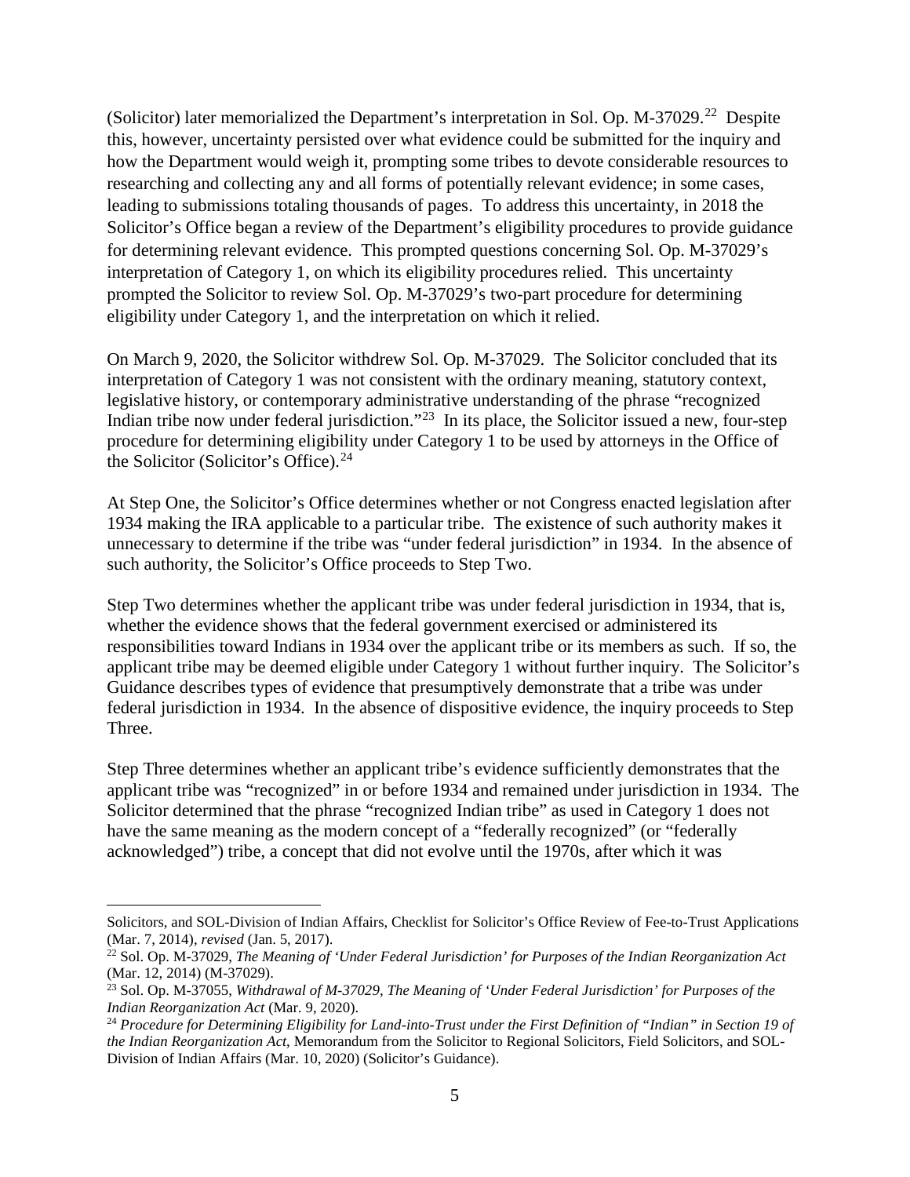(Solicitor) later memorialized the Department's interpretation in Sol. Op. M-37029.[22] Despite this, however, uncertainty persisted over what evidence could be submitted for the inquiry and how the Department would weigh it, prompting some tribes to devote considerable resources to researching and collecting any and all forms of potentially relevant evidence; in some cases, leading to submissions totaling thousands of pages. To address this uncertainty, in 2018 the Solicitor's Office began a review of the Department's eligibility procedures to provide guidance for determining relevant evidence. This prompted questions concerning Sol. Op. M-37029's interpretation of Category 1, on which its eligibility procedures relied. This uncertainty prompted the Solicitor to review Sol. Op. M-37029's two-part procedure for determining eligibility under Category 1, and the interpretation on which it relied.

On March 9, 2020, the Solicitor withdrew Sol. Op. M-37029. The Solicitor concluded that its interpretation of Category 1 was not consistent with the ordinary meaning, statutory context, legislative history, or contemporary administrative understanding of the phrase "recognized Indian tribe now under federal jurisdiction."[23] In its place, the Solicitor issued a new, four-step procedure for determining eligibility under Category 1 to be used by attorneys in the Office of the Solicitor (Solicitor's Office).[24]

At Step One, the Solicitor's Office determines whether or not Congress enacted legislation after 1934 making the IRA applicable to a particular tribe. The existence of such authority makes it unnecessary to determine if the tribe was "under federal jurisdiction" in 1934. In the absence of such authority, the Solicitor's Office proceeds to Step Two.

Step Two determines whether the applicant tribe was under federal jurisdiction in 1934, that is, whether the evidence shows that the federal government exercised or administered its responsibilities toward Indians in 1934 over the applicant tribe or its members as such. If so, the applicant tribe may be deemed eligible under Category 1 without further inquiry. The Solicitor's Guidance describes types of evidence that presumptively demonstrate that a tribe was under federal jurisdiction in 1934. In the absence of dispositive evidence, the inquiry proceeds to Step Three.

Step Three determines whether an applicant tribe's evidence sufficiently demonstrates that the applicant tribe was "recognized" in or before 1934 and remained under jurisdiction in 1934. The Solicitor determined that the phrase "recognized Indian tribe" as used in Category 1 does not have the same meaning as the modern concept of a "federally recognized" (or "federally acknowledged") tribe, a concept that did not evolve until the 1970s, after which it was

---

Solicitors, and SOL-Division of Indian Affairs, Checklist for Solicitor's Office Review of Fee-to-Trust Applications (Mar. 7, 2014), *revised* (Jan. 5, 2017).

[22] Sol. Op. M-37029, *The Meaning of 'Under Federal Jurisdiction' for Purposes of the Indian Reorganization Act* (Mar. 12, 2014) (M-37029).

[23] Sol. Op. M-37055, *Withdrawal of M-37029, The Meaning of 'Under Federal Jurisdiction' for Purposes of the Indian Reorganization Act* (Mar. 9, 2020).

[24] *Procedure for Determining Eligibility for Land-into-Trust under the First Definition of "Indian" in Section 19 of the Indian Reorganization Act*, Memorandum from the Solicitor to Regional Solicitors, Field Solicitors, and SOL-Division of Indian Affairs (Mar. 10, 2020) (Solicitor's Guidance).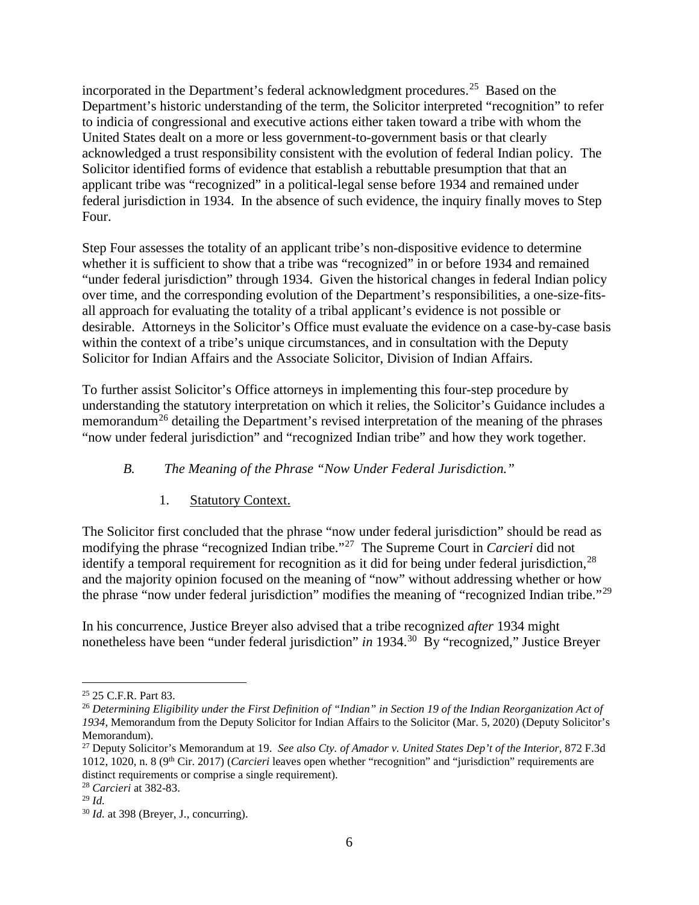incorporated in the Department's federal acknowledgment procedures.[25] Based on the Department's historic understanding of the term, the Solicitor interpreted "recognition" to refer to indicia of congressional and executive actions either taken toward a tribe with whom the United States dealt on a more or less government-to-government basis or that clearly acknowledged a trust responsibility consistent with the evolution of federal Indian policy. The Solicitor identified forms of evidence that establish a rebuttable presumption that that an applicant tribe was "recognized" in a political-legal sense before 1934 and remained under federal jurisdiction in 1934. In the absence of such evidence, the inquiry finally moves to Step Four.

Step Four assesses the totality of an applicant tribe's non-dispositive evidence to determine whether it is sufficient to show that a tribe was "recognized" in or before 1934 and remained "under federal jurisdiction" through 1934. Given the historical changes in federal Indian policy over time, and the corresponding evolution of the Department's responsibilities, a one-size-fits-all approach for evaluating the totality of a tribal applicant's evidence is not possible or desirable. Attorneys in the Solicitor's Office must evaluate the evidence on a case-by-case basis within the context of a tribe's unique circumstances, and in consultation with the Deputy Solicitor for Indian Affairs and the Associate Solicitor, Division of Indian Affairs.

To further assist Solicitor's Office attorneys in implementing this four-step procedure by understanding the statutory interpretation on which it relies, the Solicitor's Guidance includes a memorandum[26] detailing the Department's revised interpretation of the meaning of the phrases "now under federal jurisdiction" and "recognized Indian tribe" and how they work together.

### *B. The Meaning of the Phrase "Now Under Federal Jurisdiction."*

#### 1. Statutory Context.

The Solicitor first concluded that the phrase "now under federal jurisdiction" should be read as modifying the phrase "recognized Indian tribe."[27] The Supreme Court in *Carcieri* did not identify a temporal requirement for recognition as it did for being under federal jurisdiction,[28] and the majority opinion focused on the meaning of "now" without addressing whether or how the phrase "now under federal jurisdiction" modifies the meaning of "recognized Indian tribe."[29]

In his concurrence, Justice Breyer also advised that a tribe recognized *after* 1934 might nonetheless have been "under federal jurisdiction" *in* 1934.[30] By "recognized," Justice Breyer

---

[25] 25 C.F.R. Part 83.

[26] *Determining Eligibility under the First Definition of "Indian" in Section 19 of the Indian Reorganization Act of 1934*, Memorandum from the Deputy Solicitor for Indian Affairs to the Solicitor (Mar. 5, 2020) (Deputy Solicitor's Memorandum).

[27] Deputy Solicitor's Memorandum at 19. *See also Cty. of Amador v. United States Dep't of the Interior*, 872 F.3d 1012, 1020, n. 8 (9th Cir. 2017) (*Carcieri* leaves open whether "recognition" and "jurisdiction" requirements are distinct requirements or comprise a single requirement).

[28] *Carcieri* at 382-83.

[29] *Id.*

[30] *Id.* at 398 (Breyer, J., concurring).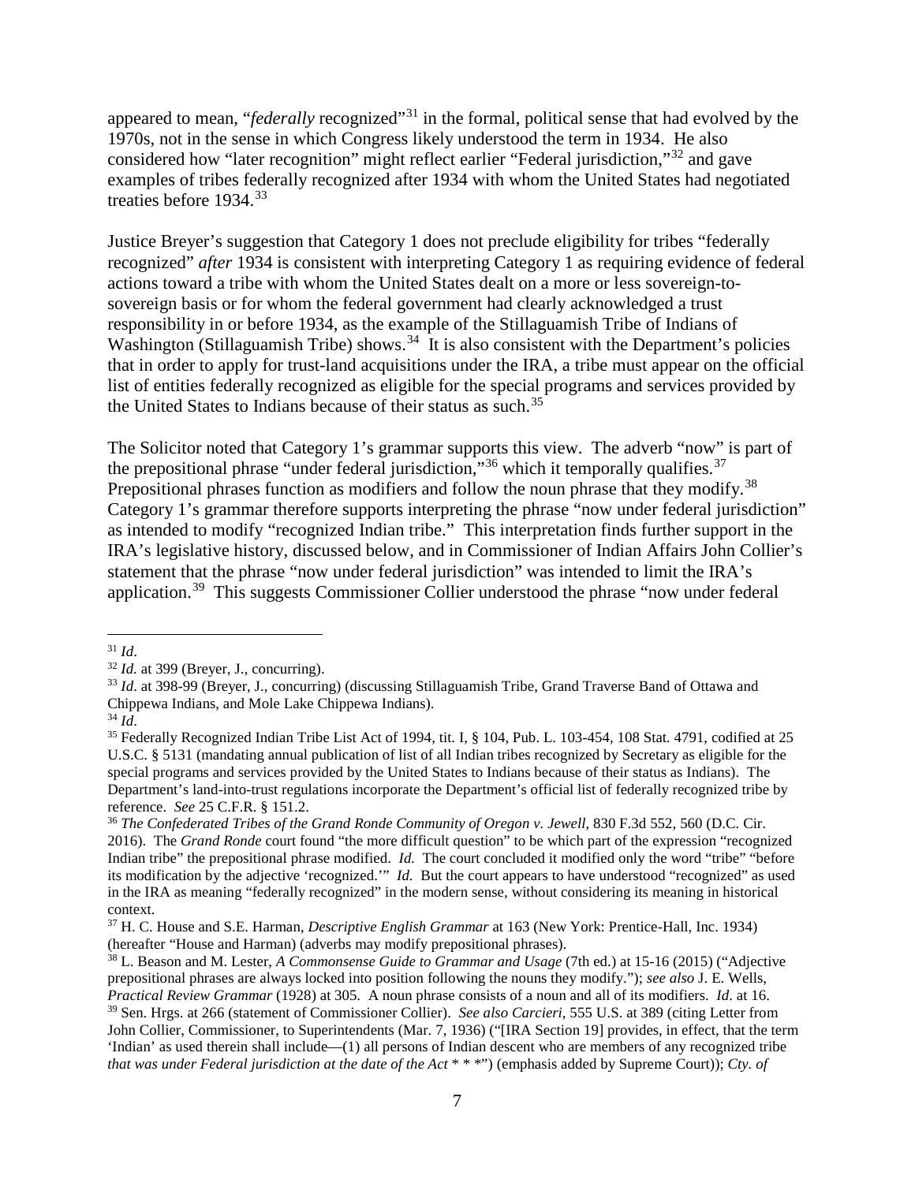appeared to mean, "*federally* recognized"[31] in the formal, political sense that had evolved by the 1970s, not in the sense in which Congress likely understood the term in 1934. He also considered how "later recognition" might reflect earlier "Federal jurisdiction,"[32] and gave examples of tribes federally recognized after 1934 with whom the United States had negotiated treaties before 1934.[33]

Justice Breyer's suggestion that Category 1 does not preclude eligibility for tribes "federally recognized" *after* 1934 is consistent with interpreting Category 1 as requiring evidence of federal actions toward a tribe with whom the United States dealt on a more or less sovereign-to-sovereign basis or for whom the federal government had clearly acknowledged a trust responsibility in or before 1934, as the example of the Stillaguamish Tribe of Indians of Washington (Stillaguamish Tribe) shows.[34] It is also consistent with the Department's policies that in order to apply for trust-land acquisitions under the IRA, a tribe must appear on the official list of entities federally recognized as eligible for the special programs and services provided by the United States to Indians because of their status as such.[35]

The Solicitor noted that Category 1's grammar supports this view. The adverb "now" is part of the prepositional phrase "under federal jurisdiction,"[36] which it temporally qualifies.[37] Prepositional phrases function as modifiers and follow the noun phrase that they modify.[38] Category 1's grammar therefore supports interpreting the phrase "now under federal jurisdiction" as intended to modify "recognized Indian tribe." This interpretation finds further support in the IRA's legislative history, discussed below, and in Commissioner of Indian Affairs John Collier's statement that the phrase "now under federal jurisdiction" was intended to limit the IRA's application.[39] This suggests Commissioner Collier understood the phrase "now under federal

---

[31] *Id*.

[32] *Id.* at 399 (Breyer, J., concurring).

[33] *Id*. at 398-99 (Breyer, J., concurring) (discussing Stillaguamish Tribe, Grand Traverse Band of Ottawa and Chippewa Indians, and Mole Lake Chippewa Indians).

[34] *Id*.

[35] Federally Recognized Indian Tribe List Act of 1994, tit. I, § 104, Pub. L. 103-454, 108 Stat. 4791, codified at 25 U.S.C. § 5131 (mandating annual publication of list of all Indian tribes recognized by Secretary as eligible for the special programs and services provided by the United States to Indians because of their status as Indians). The Department's land-into-trust regulations incorporate the Department's official list of federally recognized tribe by reference. *See* 25 C.F.R. § 151.2.

[36] *The Confederated Tribes of the Grand Ronde Community of Oregon v. Jewell*, 830 F.3d 552, 560 (D.C. Cir. 2016). The *Grand Ronde* court found "the more difficult question" to be which part of the expression "recognized Indian tribe" the prepositional phrase modified. *Id.* The court concluded it modified only the word "tribe" "before its modification by the adjective 'recognized.'" *Id.* But the court appears to have understood "recognized" as used in the IRA as meaning "federally recognized" in the modern sense, without considering its meaning in historical context.

[37] H. C. House and S.E. Harman, *Descriptive English Grammar* at 163 (New York: Prentice-Hall, Inc. 1934) (hereafter "House and Harman) (adverbs may modify prepositional phrases).

[38] L. Beason and M. Lester, *A Commonsense Guide to Grammar and Usage* (7th ed.) at 15-16 (2015) ("Adjective prepositional phrases are always locked into position following the nouns they modify."); *see also* J. E. Wells, *Practical Review Grammar* (1928) at 305. A noun phrase consists of a noun and all of its modifiers. *Id*. at 16.

[39] Sen. Hrgs. at 266 (statement of Commissioner Collier). *See also Carcieri*, 555 U.S. at 389 (citing Letter from John Collier, Commissioner, to Superintendents (Mar. 7, 1936) ("[IRA Section 19] provides, in effect, that the term 'Indian' as used therein shall include—(1) all persons of Indian descent who are members of any recognized tribe *that was under Federal jurisdiction at the date of the Act* * * *") (emphasis added by Supreme Court)); *Cty. of*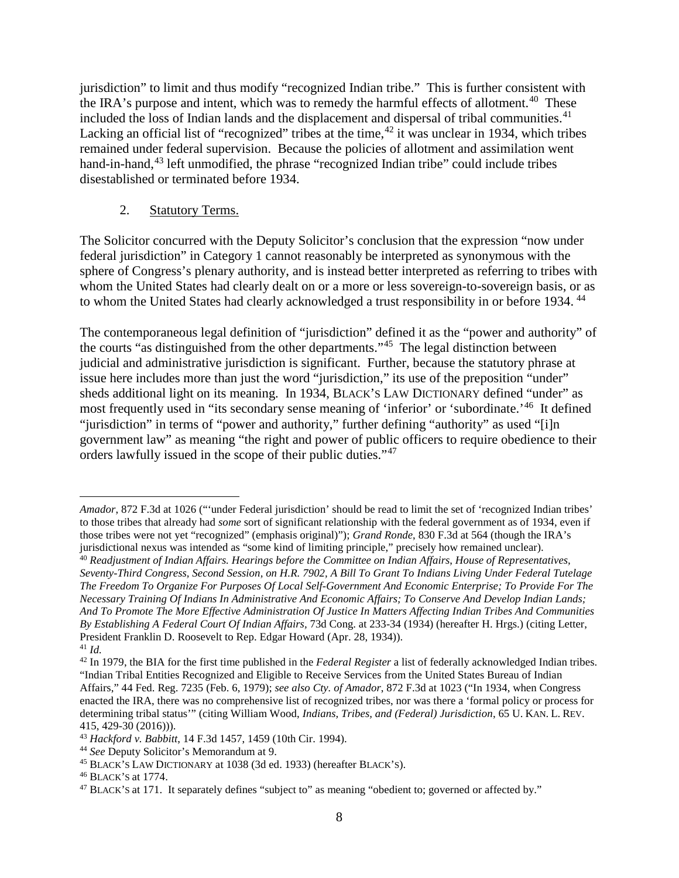jurisdiction" to limit and thus modify "recognized Indian tribe." This is further consistent with the IRA's purpose and intent, which was to remedy the harmful effects of allotment.[40] These included the loss of Indian lands and the displacement and dispersal of tribal communities.[41] Lacking an official list of "recognized" tribes at the time,[42] it was unclear in 1934, which tribes remained under federal supervision. Because the policies of allotment and assimilation went hand-in-hand,[43] left unmodified, the phrase "recognized Indian tribe" could include tribes disestablished or terminated before 1934.

2. Statutory Terms.

The Solicitor concurred with the Deputy Solicitor's conclusion that the expression "now under federal jurisdiction" in Category 1 cannot reasonably be interpreted as synonymous with the sphere of Congress's plenary authority, and is instead better interpreted as referring to tribes with whom the United States had clearly dealt on or a more or less sovereign-to-sovereign basis, or as to whom the United States had clearly acknowledged a trust responsibility in or before 1934.[44]

The contemporaneous legal definition of "jurisdiction" defined it as the "power and authority" of the courts "as distinguished from the other departments."[45] The legal distinction between judicial and administrative jurisdiction is significant. Further, because the statutory phrase at issue here includes more than just the word "jurisdiction," its use of the preposition "under" sheds additional light on its meaning. In 1934, BLACK'S LAW DICTIONARY defined "under" as most frequently used in "its secondary sense meaning of 'inferior' or 'subordinate.'[46] It defined "jurisdiction" in terms of "power and authority," further defining "authority" as used "[i]n government law" as meaning "the right and power of public officers to require obedience to their orders lawfully issued in the scope of their public duties."[47]

---

*Amador*, 872 F.3d at 1026 ("'under Federal jurisdiction' should be read to limit the set of 'recognized Indian tribes' to those tribes that already had *some* sort of significant relationship with the federal government as of 1934, even if those tribes were not yet "recognized" (emphasis original)"); *Grand Ronde*, 830 F.3d at 564 (though the IRA's jurisdictional nexus was intended as "some kind of limiting principle," precisely how remained unclear).

[40] *Readjustment of Indian Affairs. Hearings before the Committee on Indian Affairs, House of Representatives, Seventy-Third Congress, Second Session, on H.R. 7902, A Bill To Grant To Indians Living Under Federal Tutelage The Freedom To Organize For Purposes Of Local Self-Government And Economic Enterprise; To Provide For The Necessary Training Of Indians In Administrative And Economic Affairs; To Conserve And Develop Indian Lands; And To Promote The More Effective Administration Of Justice In Matters Affecting Indian Tribes And Communities By Establishing A Federal Court Of Indian Affairs,* 73d Cong. at 233-34 (1934) (hereafter H. Hrgs.) (citing Letter, President Franklin D. Roosevelt to Rep. Edgar Howard (Apr. 28, 1934)).

[41] *Id.*

[42] In 1979, the BIA for the first time published in the *Federal Register* a list of federally acknowledged Indian tribes. "Indian Tribal Entities Recognized and Eligible to Receive Services from the United States Bureau of Indian Affairs," 44 Fed. Reg. 7235 (Feb. 6, 1979); *see also Cty. of Amador*, 872 F.3d at 1023 ("In 1934, when Congress enacted the IRA, there was no comprehensive list of recognized tribes, nor was there a 'formal policy or process for determining tribal status'" (citing William Wood, *Indians, Tribes, and (Federal) Jurisdiction*, 65 U. KAN. L. REV. 415, 429-30 (2016))).

[43] *Hackford v. Babbitt*, 14 F.3d 1457, 1459 (10th Cir. 1994).

[44] *See* Deputy Solicitor's Memorandum at 9.

[45] BLACK'S LAW DICTIONARY at 1038 (3d ed. 1933) (hereafter BLACK'S).

[46] BLACK'S at 1774.

[47] BLACK'S at 171. It separately defines "subject to" as meaning "obedient to; governed or affected by."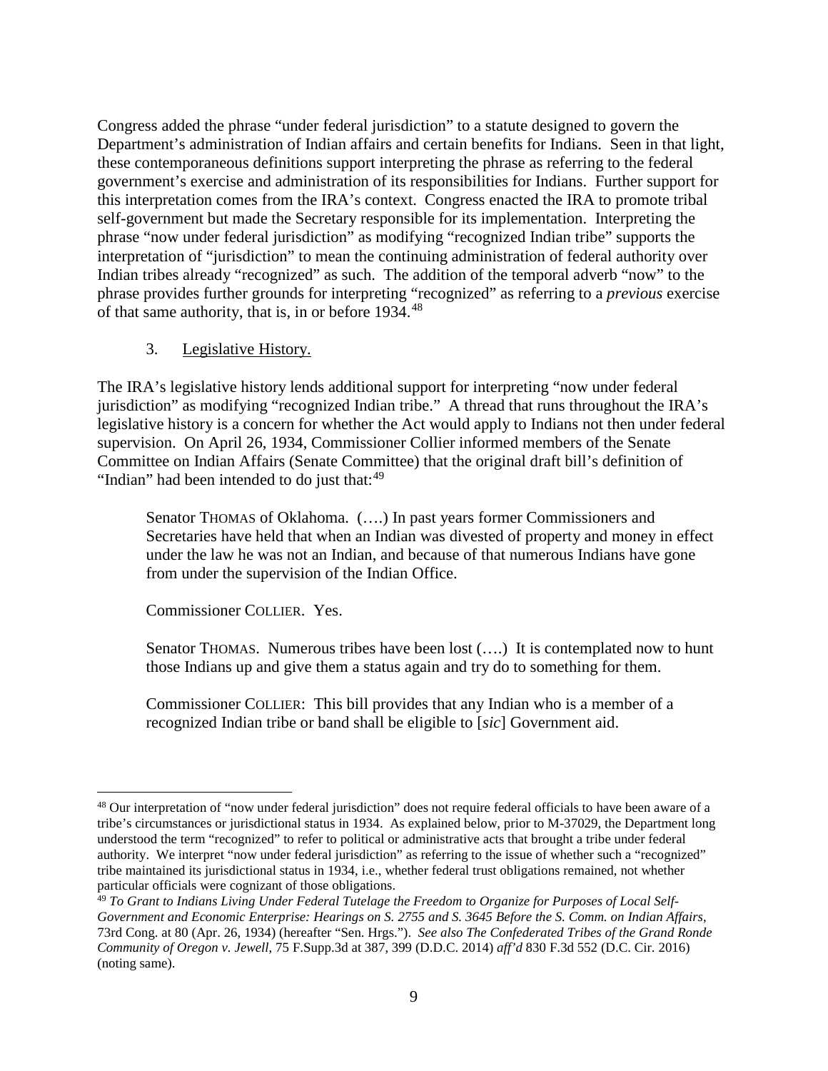Congress added the phrase "under federal jurisdiction" to a statute designed to govern the Department's administration of Indian affairs and certain benefits for Indians. Seen in that light, these contemporaneous definitions support interpreting the phrase as referring to the federal government's exercise and administration of its responsibilities for Indians. Further support for this interpretation comes from the IRA's context. Congress enacted the IRA to promote tribal self-government but made the Secretary responsible for its implementation. Interpreting the phrase "now under federal jurisdiction" as modifying "recognized Indian tribe" supports the interpretation of "jurisdiction" to mean the continuing administration of federal authority over Indian tribes already "recognized" as such. The addition of the temporal adverb "now" to the phrase provides further grounds for interpreting "recognized" as referring to a *previous* exercise of that same authority, that is, in or before 1934.[48]

3. Legislative History.

The IRA's legislative history lends additional support for interpreting "now under federal jurisdiction" as modifying "recognized Indian tribe." A thread that runs throughout the IRA's legislative history is a concern for whether the Act would apply to Indians not then under federal supervision. On April 26, 1934, Commissioner Collier informed members of the Senate Committee on Indian Affairs (Senate Committee) that the original draft bill's definition of "Indian" had been intended to do just that:[49]

> Senator THOMAS of Oklahoma. (….) In past years former Commissioners and Secretaries have held that when an Indian was divested of property and money in effect under the law he was not an Indian, and because of that numerous Indians have gone from under the supervision of the Indian Office.
>
> Commissioner COLLIER. Yes.
>
> Senator THOMAS. Numerous tribes have been lost (….) It is contemplated now to hunt those Indians up and give them a status again and try do to something for them.
>
> Commissioner COLLIER: This bill provides that any Indian who is a member of a recognized Indian tribe or band shall be eligible to [*sic*] Government aid.

---

[48] Our interpretation of "now under federal jurisdiction" does not require federal officials to have been aware of a tribe's circumstances or jurisdictional status in 1934. As explained below, prior to M-37029, the Department long understood the term "recognized" to refer to political or administrative acts that brought a tribe under federal authority. We interpret "now under federal jurisdiction" as referring to the issue of whether such a "recognized" tribe maintained its jurisdictional status in 1934, i.e., whether federal trust obligations remained, not whether particular officials were cognizant of those obligations.

[49] *To Grant to Indians Living Under Federal Tutelage the Freedom to Organize for Purposes of Local Self-Government and Economic Enterprise: Hearings on S. 2755 and S. 3645 Before the S. Comm. on Indian Affairs*, 73rd Cong. at 80 (Apr. 26, 1934) (hereafter "Sen. Hrgs."). *See also The Confederated Tribes of the Grand Ronde Community of Oregon v. Jewell*, 75 F.Supp.3d at 387, 399 (D.D.C. 2014) *aff'd* 830 F.3d 552 (D.C. Cir. 2016) (noting same).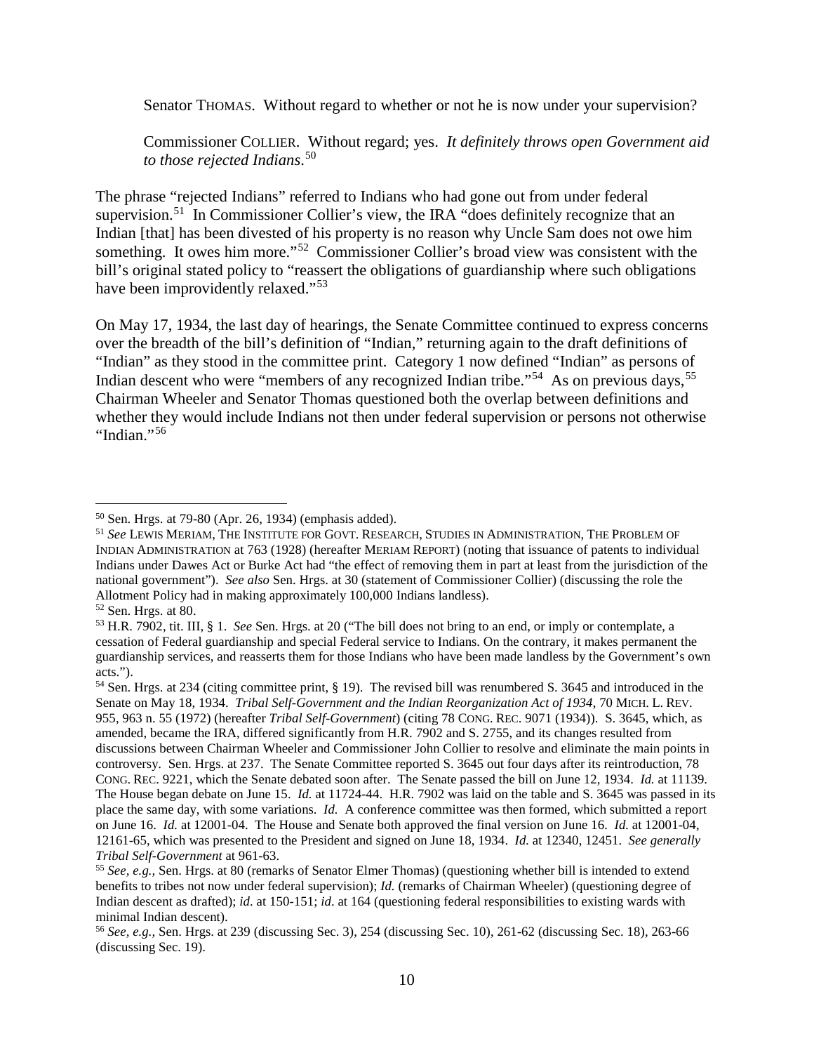Senator THOMAS. Without regard to whether or not he is now under your supervision?

Commissioner COLLIER. Without regard; yes. *It definitely throws open Government aid to those rejected Indians*.[50]

The phrase "rejected Indians" referred to Indians who had gone out from under federal supervision.[51] In Commissioner Collier's view, the IRA "does definitely recognize that an Indian [that] has been divested of his property is no reason why Uncle Sam does not owe him something. It owes him more."[52] Commissioner Collier's broad view was consistent with the bill's original stated policy to "reassert the obligations of guardianship where such obligations have been improvidently relaxed."[53]

On May 17, 1934, the last day of hearings, the Senate Committee continued to express concerns over the breadth of the bill's definition of "Indian," returning again to the draft definitions of "Indian" as they stood in the committee print. Category 1 now defined "Indian" as persons of Indian descent who were "members of any recognized Indian tribe."[54] As on previous days,[55] Chairman Wheeler and Senator Thomas questioned both the overlap between definitions and whether they would include Indians not then under federal supervision or persons not otherwise "Indian."[56]

---

[50] Sen. Hrgs. at 79-80 (Apr. 26, 1934) (emphasis added).

[51] *See* LEWIS MERIAM, THE INSTITUTE FOR GOVT. RESEARCH, STUDIES IN ADMINISTRATION, THE PROBLEM OF INDIAN ADMINISTRATION at 763 (1928) (hereafter MERIAM REPORT) (noting that issuance of patents to individual Indians under Dawes Act or Burke Act had "the effect of removing them in part at least from the jurisdiction of the national government"). *See also* Sen. Hrgs. at 30 (statement of Commissioner Collier) (discussing the role the Allotment Policy had in making approximately 100,000 Indians landless).

[52] Sen. Hrgs. at 80.

[53] H.R. 7902, tit. III, § 1. *See* Sen. Hrgs. at 20 ("The bill does not bring to an end, or imply or contemplate, a cessation of Federal guardianship and special Federal service to Indians. On the contrary, it makes permanent the guardianship services, and reasserts them for those Indians who have been made landless by the Government's own acts.").

[54] Sen. Hrgs. at 234 (citing committee print, § 19). The revised bill was renumbered S. 3645 and introduced in the Senate on May 18, 1934. *Tribal Self-Government and the Indian Reorganization Act of 1934*, 70 MICH. L. REV. 955, 963 n. 55 (1972) (hereafter *Tribal Self-Government*) (citing 78 CONG. REC. 9071 (1934)). S. 3645, which, as amended, became the IRA, differed significantly from H.R. 7902 and S. 2755, and its changes resulted from discussions between Chairman Wheeler and Commissioner John Collier to resolve and eliminate the main points in controversy. Sen. Hrgs. at 237. The Senate Committee reported S. 3645 out four days after its reintroduction, 78 CONG. REC. 9221, which the Senate debated soon after. The Senate passed the bill on June 12, 1934. *Id.* at 11139. The House began debate on June 15. *Id.* at 11724-44. H.R. 7902 was laid on the table and S. 3645 was passed in its place the same day, with some variations. *Id.* A conference committee was then formed, which submitted a report on June 16. *Id.* at 12001-04. The House and Senate both approved the final version on June 16. *Id.* at 12001-04, 12161-65, which was presented to the President and signed on June 18, 1934. *Id.* at 12340, 12451. *See generally Tribal Self-Government* at 961-63.

[55] *See, e.g.,* Sen. Hrgs. at 80 (remarks of Senator Elmer Thomas) (questioning whether bill is intended to extend benefits to tribes not now under federal supervision); *Id.* (remarks of Chairman Wheeler) (questioning degree of Indian descent as drafted); *id*. at 150-151; *id*. at 164 (questioning federal responsibilities to existing wards with minimal Indian descent).

[56] *See, e.g.,* Sen. Hrgs. at 239 (discussing Sec. 3), 254 (discussing Sec. 10), 261-62 (discussing Sec. 18), 263-66 (discussing Sec. 19).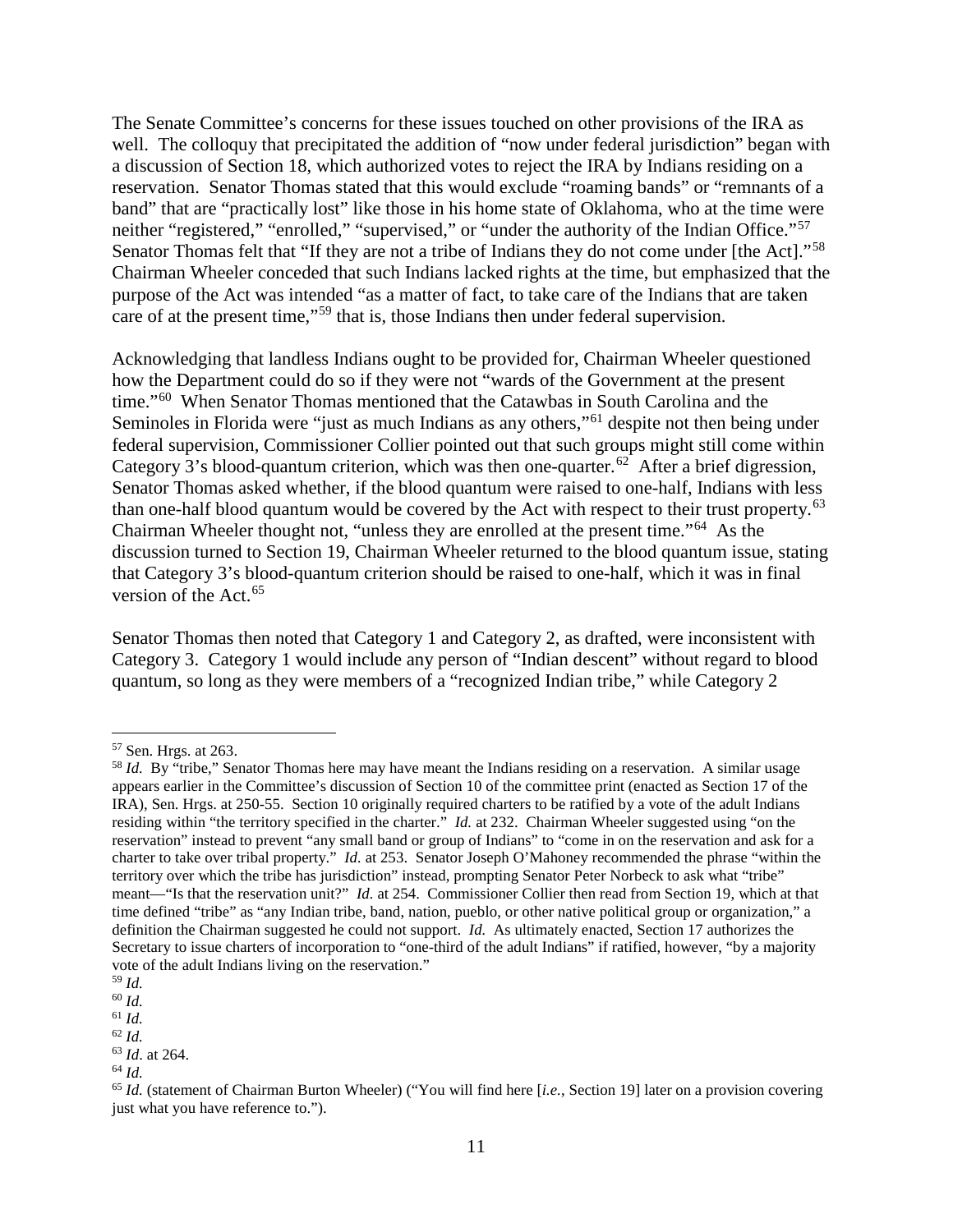The Senate Committee's concerns for these issues touched on other provisions of the IRA as well. The colloquy that precipitated the addition of "now under federal jurisdiction" began with a discussion of Section 18, which authorized votes to reject the IRA by Indians residing on a reservation. Senator Thomas stated that this would exclude "roaming bands" or "remnants of a band" that are "practically lost" like those in his home state of Oklahoma, who at the time were neither "registered," "enrolled," "supervised," or "under the authority of the Indian Office."[57] Senator Thomas felt that "If they are not a tribe of Indians they do not come under [the Act]."[58] Chairman Wheeler conceded that such Indians lacked rights at the time, but emphasized that the purpose of the Act was intended "as a matter of fact, to take care of the Indians that are taken care of at the present time,"[59] that is, those Indians then under federal supervision.

Acknowledging that landless Indians ought to be provided for, Chairman Wheeler questioned how the Department could do so if they were not "wards of the Government at the present time."[60] When Senator Thomas mentioned that the Catawbas in South Carolina and the Seminoles in Florida were "just as much Indians as any others,"[61] despite not then being under federal supervision, Commissioner Collier pointed out that such groups might still come within Category 3's blood-quantum criterion, which was then one-quarter.[62] After a brief digression, Senator Thomas asked whether, if the blood quantum were raised to one-half, Indians with less than one-half blood quantum would be covered by the Act with respect to their trust property.[63] Chairman Wheeler thought not, "unless they are enrolled at the present time."[64] As the discussion turned to Section 19, Chairman Wheeler returned to the blood quantum issue, stating that Category 3's blood-quantum criterion should be raised to one-half, which it was in final version of the Act.[65]

Senator Thomas then noted that Category 1 and Category 2, as drafted, were inconsistent with Category 3. Category 1 would include any person of "Indian descent" without regard to blood quantum, so long as they were members of a "recognized Indian tribe," while Category 2

---

[57] Sen. Hrgs. at 263.

[58] *Id.* By "tribe," Senator Thomas here may have meant the Indians residing on a reservation. A similar usage appears earlier in the Committee's discussion of Section 10 of the committee print (enacted as Section 17 of the IRA), Sen. Hrgs. at 250-55. Section 10 originally required charters to be ratified by a vote of the adult Indians residing within "the territory specified in the charter." *Id.* at 232. Chairman Wheeler suggested using "on the reservation" instead to prevent "any small band or group of Indians" to "come in on the reservation and ask for a charter to take over tribal property." *Id.* at 253. Senator Joseph O'Mahoney recommended the phrase "within the territory over which the tribe has jurisdiction" instead, prompting Senator Peter Norbeck to ask what "tribe" meant—"Is that the reservation unit?" *Id.* at 254. Commissioner Collier then read from Section 19, which at that time defined "tribe" as "any Indian tribe, band, nation, pueblo, or other native political group or organization," a definition the Chairman suggested he could not support. *Id.* As ultimately enacted, Section 17 authorizes the Secretary to issue charters of incorporation to "one-third of the adult Indians" if ratified, however, "by a majority vote of the adult Indians living on the reservation."

[59] *Id.*

[60] *Id.*

[61] *Id.*

[62] *Id.*

[63] *Id*. at 264.

[64] *Id.*

[65] *Id.* (statement of Chairman Burton Wheeler) ("You will find here [*i.e.*, Section 19] later on a provision covering just what you have reference to.").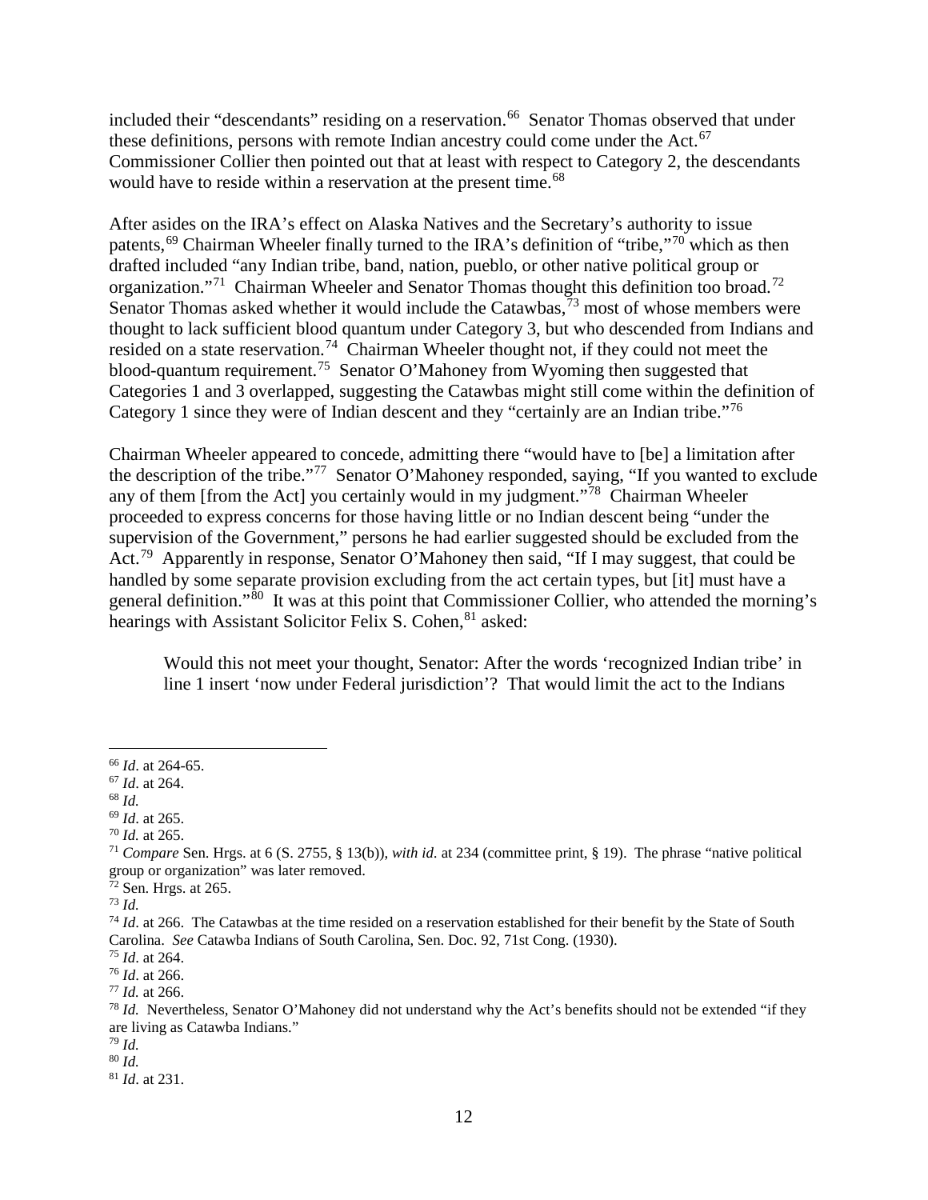included their "descendants" residing on a reservation.[66] Senator Thomas observed that under these definitions, persons with remote Indian ancestry could come under the Act.[67] Commissioner Collier then pointed out that at least with respect to Category 2, the descendants would have to reside within a reservation at the present time.[68]

After asides on the IRA's effect on Alaska Natives and the Secretary's authority to issue patents,[69] Chairman Wheeler finally turned to the IRA's definition of "tribe,"[70] which as then drafted included "any Indian tribe, band, nation, pueblo, or other native political group or organization."[71] Chairman Wheeler and Senator Thomas thought this definition too broad.[72] Senator Thomas asked whether it would include the Catawbas,[73] most of whose members were thought to lack sufficient blood quantum under Category 3, but who descended from Indians and resided on a state reservation.[74] Chairman Wheeler thought not, if they could not meet the blood-quantum requirement.[75] Senator O'Mahoney from Wyoming then suggested that Categories 1 and 3 overlapped, suggesting the Catawbas might still come within the definition of Category 1 since they were of Indian descent and they "certainly are an Indian tribe."[76]

Chairman Wheeler appeared to concede, admitting there "would have to [be] a limitation after the description of the tribe."[77] Senator O'Mahoney responded, saying, "If you wanted to exclude any of them [from the Act] you certainly would in my judgment."[78] Chairman Wheeler proceeded to express concerns for those having little or no Indian descent being "under the supervision of the Government," persons he had earlier suggested should be excluded from the Act.[79] Apparently in response, Senator O'Mahoney then said, "If I may suggest, that could be handled by some separate provision excluding from the act certain types, but [it] must have a general definition."[80] It was at this point that Commissioner Collier, who attended the morning's hearings with Assistant Solicitor Felix S. Cohen,[81] asked:

> Would this not meet your thought, Senator: After the words 'recognized Indian tribe' in line 1 insert 'now under Federal jurisdiction'? That would limit the act to the Indians

---

[66] *Id*. at 264-65.

[67] *Id*. at 264.

[68] *Id.*

[69] *Id*. at 265.

[70] *Id.* at 265.

[71] *Compare* Sen. Hrgs. at 6 (S. 2755, § 13(b)), *with id*. at 234 (committee print, § 19). The phrase "native political group or organization" was later removed.

[72] Sen. Hrgs. at 265.

[73] *Id.*

[74] *Id*. at 266. The Catawbas at the time resided on a reservation established for their benefit by the State of South Carolina. *See* Catawba Indians of South Carolina, Sen. Doc. 92, 71st Cong. (1930).

[75] *Id*. at 264.

[76] *Id*. at 266.

[77] *Id.* at 266.

[78] *Id.* Nevertheless, Senator O'Mahoney did not understand why the Act's benefits should not be extended "if they are living as Catawba Indians."

[79] *Id.*

[80] *Id.*

[81] *Id*. at 231.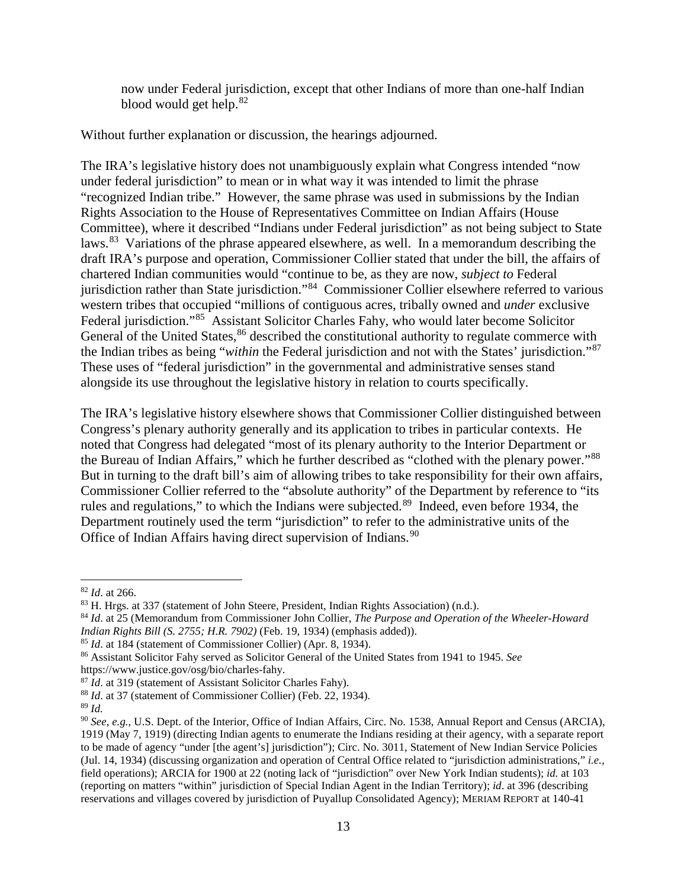> now under Federal jurisdiction, except that other Indians of more than one-half Indian blood would get help.[82]

Without further explanation or discussion, the hearings adjourned.

The IRA's legislative history does not unambiguously explain what Congress intended "now under federal jurisdiction" to mean or in what way it was intended to limit the phrase "recognized Indian tribe." However, the same phrase was used in submissions by the Indian Rights Association to the House of Representatives Committee on Indian Affairs (House Committee), where it described "Indians under Federal jurisdiction" as not being subject to State laws.[83] Variations of the phrase appeared elsewhere, as well. In a memorandum describing the draft IRA's purpose and operation, Commissioner Collier stated that under the bill, the affairs of chartered Indian communities would "continue to be, as they are now, *subject to* Federal jurisdiction rather than State jurisdiction."[84] Commissioner Collier elsewhere referred to various western tribes that occupied "millions of contiguous acres, tribally owned and *under* exclusive Federal jurisdiction."[85] Assistant Solicitor Charles Fahy, who would later become Solicitor General of the United States,[86] described the constitutional authority to regulate commerce with the Indian tribes as being "*within* the Federal jurisdiction and not with the States' jurisdiction."[87] These uses of "federal jurisdiction" in the governmental and administrative senses stand alongside its use throughout the legislative history in relation to courts specifically.

The IRA's legislative history elsewhere shows that Commissioner Collier distinguished between Congress's plenary authority generally and its application to tribes in particular contexts. He noted that Congress had delegated "most of its plenary authority to the Interior Department or the Bureau of Indian Affairs," which he further described as "clothed with the plenary power."[88] But in turning to the draft bill's aim of allowing tribes to take responsibility for their own affairs, Commissioner Collier referred to the "absolute authority" of the Department by reference to "its rules and regulations," to which the Indians were subjected.[89] Indeed, even before 1934, the Department routinely used the term "jurisdiction" to refer to the administrative units of the Office of Indian Affairs having direct supervision of Indians.[90]

---

[82] *Id*. at 266.

[83] H. Hrgs. at 337 (statement of John Steere, President, Indian Rights Association) (n.d.).

[84] *Id*. at 25 (Memorandum from Commissioner John Collier, *The Purpose and Operation of the Wheeler-Howard Indian Rights Bill (S. 2755; H.R. 7902)* (Feb. 19, 1934) (emphasis added)).

[85] *Id*. at 184 (statement of Commissioner Collier) (Apr. 8, 1934).

[86] Assistant Solicitor Fahy served as Solicitor General of the United States from 1941 to 1945. *See* https://www.justice.gov/osg/bio/charles-fahy.

[87] *Id*. at 319 (statement of Assistant Solicitor Charles Fahy).

[88] *Id*. at 37 (statement of Commissioner Collier) (Feb. 22, 1934).

[89] *Id.*

[90] *See, e.g.,* U.S. Dept. of the Interior, Office of Indian Affairs, Circ. No. 1538, Annual Report and Census (ARCIA), 1919 (May 7, 1919) (directing Indian agents to enumerate the Indians residing at their agency, with a separate report to be made of agency "under [the agent's] jurisdiction"); Circ. No. 3011, Statement of New Indian Service Policies (Jul. 14, 1934) (discussing organization and operation of Central Office related to "jurisdiction administrations," *i.e.,* field operations); ARCIA for 1900 at 22 (noting lack of "jurisdiction" over New York Indian students); *id.* at 103 (reporting on matters "within" jurisdiction of Special Indian Agent in the Indian Territory); *id*. at 396 (describing reservations and villages covered by jurisdiction of Puyallup Consolidated Agency); MERIAM REPORT at 140-41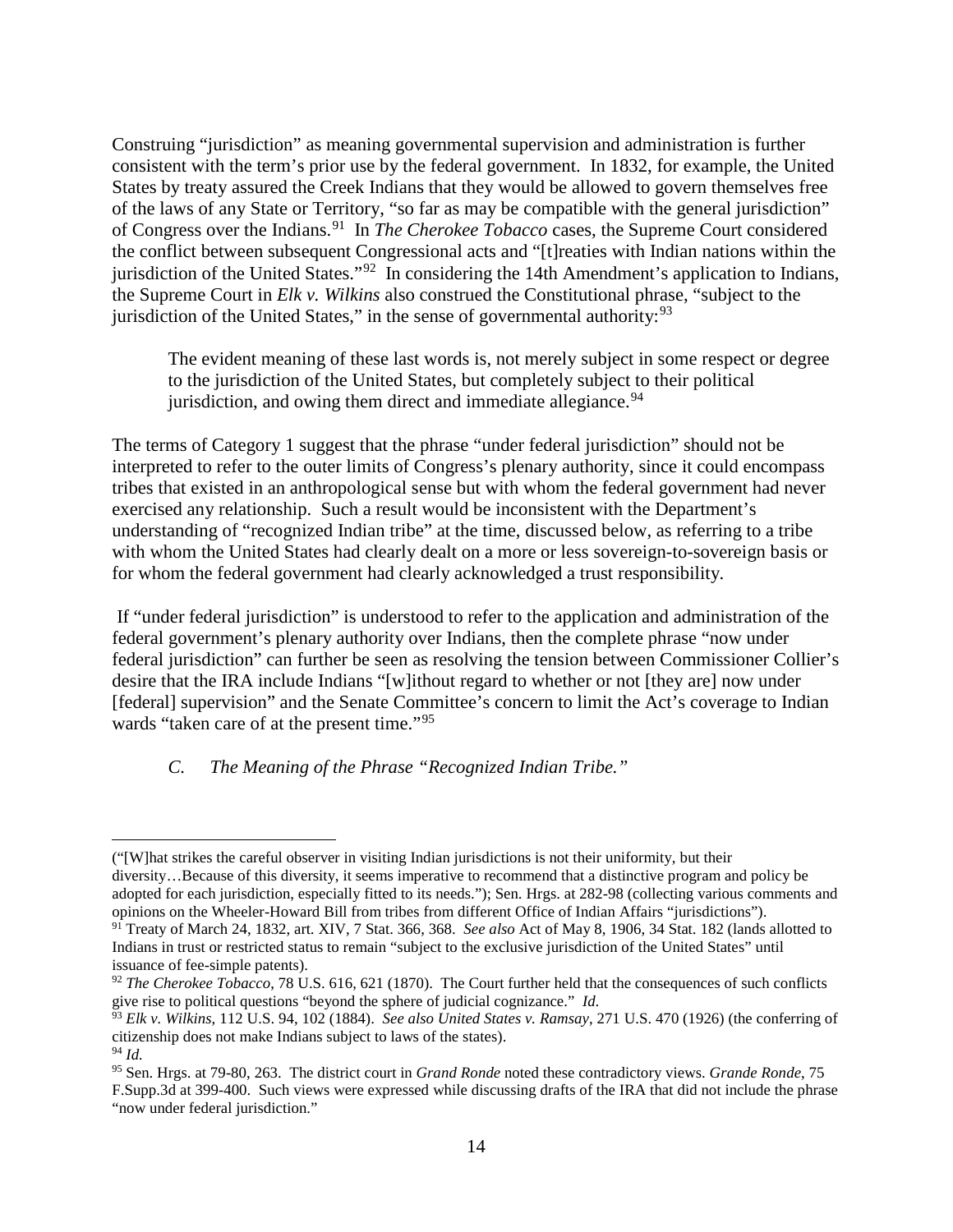Construing "jurisdiction" as meaning governmental supervision and administration is further consistent with the term's prior use by the federal government. In 1832, for example, the United States by treaty assured the Creek Indians that they would be allowed to govern themselves free of the laws of any State or Territory, "so far as may be compatible with the general jurisdiction" of Congress over the Indians.[91] In *The Cherokee Tobacco* cases, the Supreme Court considered the conflict between subsequent Congressional acts and "[t]reaties with Indian nations within the jurisdiction of the United States."[92] In considering the 14th Amendment's application to Indians, the Supreme Court in *Elk v. Wilkins* also construed the Constitutional phrase, "subject to the jurisdiction of the United States," in the sense of governmental authority:[93]

> The evident meaning of these last words is, not merely subject in some respect or degree to the jurisdiction of the United States, but completely subject to their political jurisdiction, and owing them direct and immediate allegiance.[94]

The terms of Category 1 suggest that the phrase "under federal jurisdiction" should not be interpreted to refer to the outer limits of Congress's plenary authority, since it could encompass tribes that existed in an anthropological sense but with whom the federal government had never exercised any relationship. Such a result would be inconsistent with the Department's understanding of "recognized Indian tribe" at the time, discussed below, as referring to a tribe with whom the United States had clearly dealt on a more or less sovereign-to-sovereign basis or for whom the federal government had clearly acknowledged a trust responsibility.

If "under federal jurisdiction" is understood to refer to the application and administration of the federal government's plenary authority over Indians, then the complete phrase "now under federal jurisdiction" can further be seen as resolving the tension between Commissioner Collier's desire that the IRA include Indians "[w]ithout regard to whether or not [they are] now under [federal] supervision" and the Senate Committee's concern to limit the Act's coverage to Indian wards "taken care of at the present time."[95]

### *C. The Meaning of the Phrase "Recognized Indian Tribe."*

---

("[W]hat strikes the careful observer in visiting Indian jurisdictions is not their uniformity, but their diversity…Because of this diversity, it seems imperative to recommend that a distinctive program and policy be adopted for each jurisdiction, especially fitted to its needs."); Sen. Hrgs. at 282-98 (collecting various comments and opinions on the Wheeler-Howard Bill from tribes from different Office of Indian Affairs "jurisdictions").

[91] Treaty of March 24, 1832, art. XIV, 7 Stat. 366, 368. *See also* Act of May 8, 1906, 34 Stat. 182 (lands allotted to Indians in trust or restricted status to remain "subject to the exclusive jurisdiction of the United States" until issuance of fee-simple patents).

[92] *The Cherokee Tobacco*, 78 U.S. 616, 621 (1870). The Court further held that the consequences of such conflicts give rise to political questions "beyond the sphere of judicial cognizance." *Id.*

[93] *Elk v. Wilkins*, 112 U.S. 94, 102 (1884). *See also United States v. Ramsay*, 271 U.S. 470 (1926) (the conferring of citizenship does not make Indians subject to laws of the states).

[94] *Id.*

[95] Sen. Hrgs. at 79-80, 263. The district court in *Grand Ronde* noted these contradictory views. *Grande Ronde*, 75 F.Supp.3d at 399-400. Such views were expressed while discussing drafts of the IRA that did not include the phrase "now under federal jurisdiction."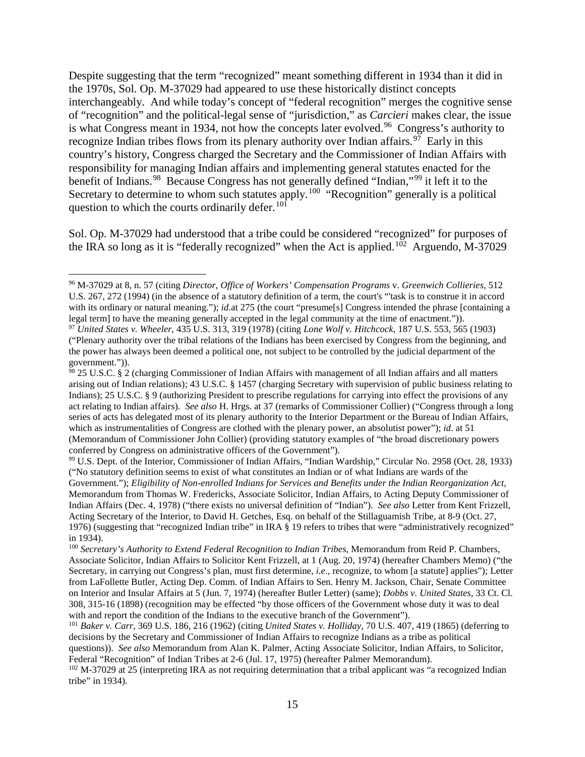Despite suggesting that the term "recognized" meant something different in 1934 than it did in the 1970s, Sol. Op. M-37029 had appeared to use these historically distinct concepts interchangeably. And while today's concept of "federal recognition" merges the cognitive sense of "recognition" and the political-legal sense of "jurisdiction," as *Carcieri* makes clear, the issue is what Congress meant in 1934, not how the concepts later evolved.[96] Congress's authority to recognize Indian tribes flows from its plenary authority over Indian affairs.[97] Early in this country's history, Congress charged the Secretary and the Commissioner of Indian Affairs with responsibility for managing Indian affairs and implementing general statutes enacted for the benefit of Indians.[98] Because Congress has not generally defined "Indian,"[99] it left it to the Secretary to determine to whom such statutes apply.[100] "Recognition" generally is a political question to which the courts ordinarily defer.[101]

Sol. Op. M-37029 had understood that a tribe could be considered "recognized" for purposes of the IRA so long as it is "federally recognized" when the Act is applied.[102] Arguendo, M-37029

---

[96] M-37029 at 8, n. 57 (citing *Director, Office of Workers' Compensation Programs* v. *Greenwich Collieries*, 512 U.S. 267, 272 (1994) (in the absence of a statutory definition of a term, the court's "'task is to construe it in accord with its ordinary or natural meaning."); *id.*at 275 (the court "presume[s] Congress intended the phrase [containing a legal term] to have the meaning generally accepted in the legal community at the time of enactment.")).

[97] *United States v. Wheeler*, 435 U.S. 313, 319 (1978) (citing *Lone Wolf v. Hitchcock*, 187 U.S. 553, 565 (1903) ("Plenary authority over the tribal relations of the Indians has been exercised by Congress from the beginning, and the power has always been deemed a political one, not subject to be controlled by the judicial department of the government.")).

[98] 25 U.S.C. § 2 (charging Commissioner of Indian Affairs with management of all Indian affairs and all matters arising out of Indian relations); 43 U.S.C. § 1457 (charging Secretary with supervision of public business relating to Indians); 25 U.S.C. § 9 (authorizing President to prescribe regulations for carrying into effect the provisions of any act relating to Indian affairs). *See also* H. Hrgs. at 37 (remarks of Commissioner Collier) ("Congress through a long series of acts has delegated most of its plenary authority to the Interior Department or the Bureau of Indian Affairs, which as instrumentalities of Congress are clothed with the plenary power, an absolutist power"); *id*. at 51 (Memorandum of Commissioner John Collier) (providing statutory examples of "the broad discretionary powers conferred by Congress on administrative officers of the Government").

[99] U.S. Dept. of the Interior, Commissioner of Indian Affairs, "Indian Wardship," Circular No. 2958 (Oct. 28, 1933) ("No statutory definition seems to exist of what constitutes an Indian or of what Indians are wards of the Government."); *Eligibility of Non-enrolled Indians for Services and Benefits under the Indian Reorganization Act*, Memorandum from Thomas W. Fredericks, Associate Solicitor, Indian Affairs, to Acting Deputy Commissioner of Indian Affairs (Dec. 4, 1978) ("there exists no universal definition of "Indian"). *See also* Letter from Kent Frizzell, Acting Secretary of the Interior, to David H. Getches, Esq. on behalf of the Stillaguamish Tribe, at 8-9 (Oct. 27, 1976) (suggesting that "recognized Indian tribe" in IRA § 19 refers to tribes that were "administratively recognized" in 1934).

[100] *Secretary's Authority to Extend Federal Recognition to Indian Tribes*, Memorandum from Reid P. Chambers, Associate Solicitor, Indian Affairs to Solicitor Kent Frizzell, at 1 (Aug. 20, 1974) (hereafter Chambers Memo) ("the Secretary, in carrying out Congress's plan, must first determine, *i.e*., recognize, to whom [a statute] applies"); Letter from LaFollette Butler, Acting Dep. Comm. of Indian Affairs to Sen. Henry M. Jackson, Chair, Senate Committee on Interior and Insular Affairs at 5 (Jun. 7, 1974) (hereafter Butler Letter) (same); *Dobbs v. United States*, 33 Ct. Cl. 308, 315-16 (1898) (recognition may be effected "by those officers of the Government whose duty it was to deal with and report the condition of the Indians to the executive branch of the Government").

[101] *Baker v. Carr*, 369 U.S. 186, 216 (1962) (citing *United States v. Holliday*, 70 U.S. 407, 419 (1865) (deferring to decisions by the Secretary and Commissioner of Indian Affairs to recognize Indians as a tribe as political questions)). *See also* Memorandum from Alan K. Palmer, Acting Associate Solicitor, Indian Affairs, to Solicitor, Federal "Recognition" of Indian Tribes at 2-6 (Jul. 17, 1975) (hereafter Palmer Memorandum).

[102] M-37029 at 25 (interpreting IRA as not requiring determination that a tribal applicant was "a recognized Indian tribe" in 1934).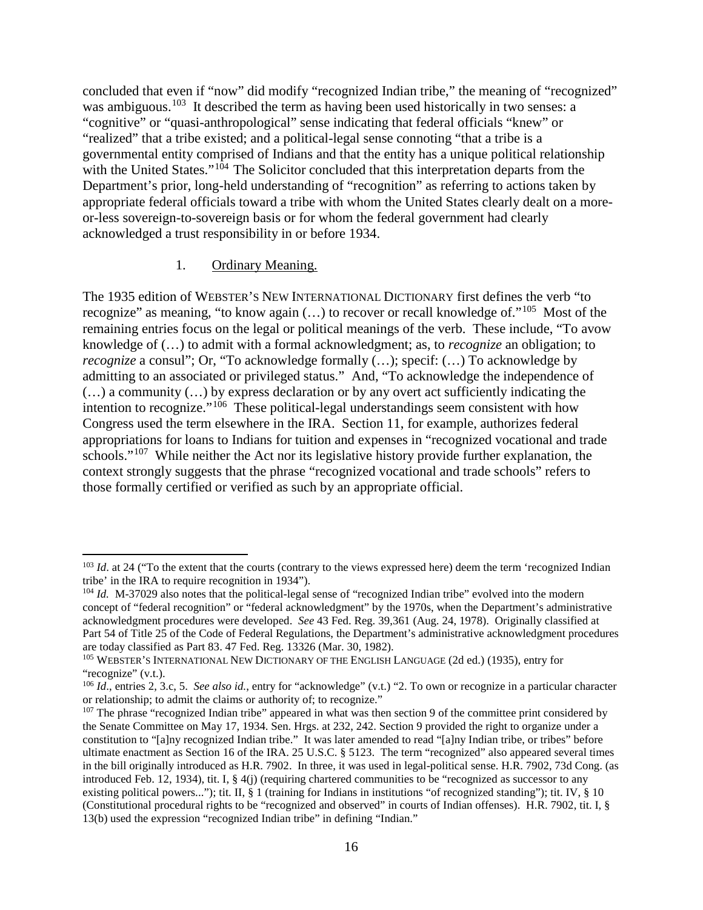concluded that even if "now" did modify "recognized Indian tribe," the meaning of "recognized" was ambiguous.[103] It described the term as having been used historically in two senses: a "cognitive" or "quasi-anthropological" sense indicating that federal officials "knew" or "realized" that a tribe existed; and a political-legal sense connoting "that a tribe is a governmental entity comprised of Indians and that the entity has a unique political relationship with the United States."[104] The Solicitor concluded that this interpretation departs from the Department's prior, long-held understanding of "recognition" as referring to actions taken by appropriate federal officials toward a tribe with whom the United States clearly dealt on a more-or-less sovereign-to-sovereign basis or for whom the federal government had clearly acknowledged a trust responsibility in or before 1934.

1. Ordinary Meaning.

The 1935 edition of WEBSTER'S NEW INTERNATIONAL DICTIONARY first defines the verb "to recognize" as meaning, "to know again (…) to recover or recall knowledge of."[105] Most of the remaining entries focus on the legal or political meanings of the verb. These include, "To avow knowledge of (…) to admit with a formal acknowledgment; as, to *recognize* an obligation; to *recognize* a consul"; Or, "To acknowledge formally (…); specif: (…) To acknowledge by admitting to an associated or privileged status." And, "To acknowledge the independence of (…) a community (…) by express declaration or by any overt act sufficiently indicating the intention to recognize."[106] These political-legal understandings seem consistent with how Congress used the term elsewhere in the IRA. Section 11, for example, authorizes federal appropriations for loans to Indians for tuition and expenses in "recognized vocational and trade schools."[107] While neither the Act nor its legislative history provide further explanation, the context strongly suggests that the phrase "recognized vocational and trade schools" refers to those formally certified or verified as such by an appropriate official.

---

[103] *Id*. at 24 ("To the extent that the courts (contrary to the views expressed here) deem the term 'recognized Indian tribe' in the IRA to require recognition in 1934").

[104] *Id.* M-37029 also notes that the political-legal sense of "recognized Indian tribe" evolved into the modern concept of "federal recognition" or "federal acknowledgment" by the 1970s, when the Department's administrative acknowledgment procedures were developed. *See* 43 Fed. Reg. 39,361 (Aug. 24, 1978). Originally classified at Part 54 of Title 25 of the Code of Federal Regulations, the Department's administrative acknowledgment procedures are today classified as Part 83. 47 Fed. Reg. 13326 (Mar. 30, 1982).

[105] WEBSTER'S INTERNATIONAL NEW DICTIONARY OF THE ENGLISH LANGUAGE (2d ed.) (1935), entry for "recognize" (v.t.).

[106] *Id*., entries 2, 3.c, 5. *See also id.*, entry for "acknowledge" (v.t.) "2. To own or recognize in a particular character or relationship; to admit the claims or authority of; to recognize."

[107] The phrase "recognized Indian tribe" appeared in what was then section 9 of the committee print considered by the Senate Committee on May 17, 1934. Sen. Hrgs. at 232, 242. Section 9 provided the right to organize under a constitution to "[a]ny recognized Indian tribe." It was later amended to read "[a]ny Indian tribe, or tribes" before ultimate enactment as Section 16 of the IRA. 25 U.S.C. § 5123. The term "recognized" also appeared several times in the bill originally introduced as H.R. 7902. In three, it was used in legal-political sense. H.R. 7902, 73d Cong. (as introduced Feb. 12, 1934), tit. I, § 4(j) (requiring chartered communities to be "recognized as successor to any existing political powers..."); tit. II, § 1 (training for Indians in institutions "of recognized standing"); tit. IV, § 10 (Constitutional procedural rights to be "recognized and observed" in courts of Indian offenses). H.R. 7902, tit. I, § 13(b) used the expression "recognized Indian tribe" in defining "Indian."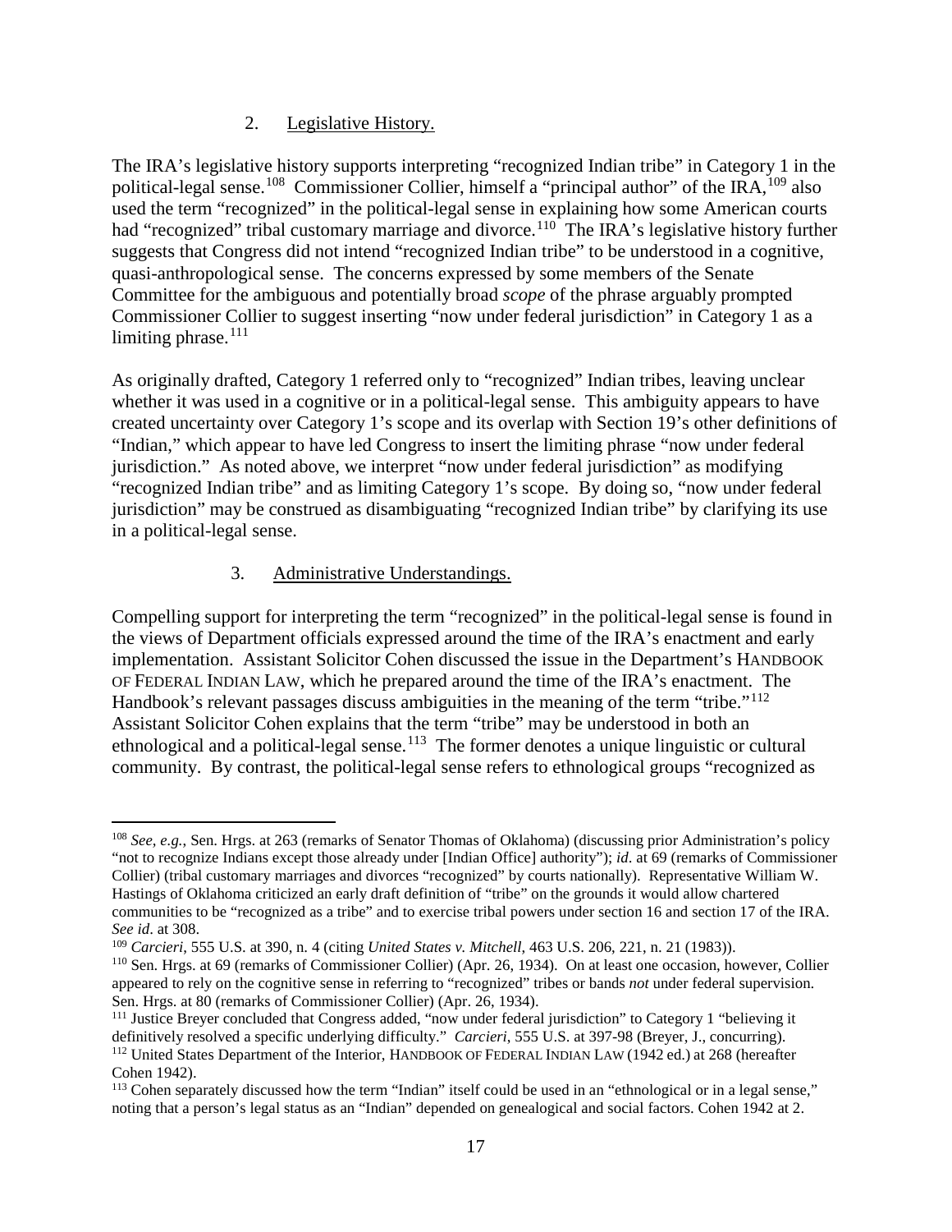### 2. Legislative History.

The IRA's legislative history supports interpreting "recognized Indian tribe" in Category 1 in the political-legal sense.[108] Commissioner Collier, himself a "principal author" of the IRA,[109] also used the term "recognized" in the political-legal sense in explaining how some American courts had "recognized" tribal customary marriage and divorce.[110] The IRA's legislative history further suggests that Congress did not intend "recognized Indian tribe" to be understood in a cognitive, quasi-anthropological sense. The concerns expressed by some members of the Senate Committee for the ambiguous and potentially broad *scope* of the phrase arguably prompted Commissioner Collier to suggest inserting "now under federal jurisdiction" in Category 1 as a limiting phrase.[111]

As originally drafted, Category 1 referred only to "recognized" Indian tribes, leaving unclear whether it was used in a cognitive or in a political-legal sense. This ambiguity appears to have created uncertainty over Category 1's scope and its overlap with Section 19's other definitions of "Indian," which appear to have led Congress to insert the limiting phrase "now under federal jurisdiction." As noted above, we interpret "now under federal jurisdiction" as modifying "recognized Indian tribe" and as limiting Category 1's scope. By doing so, "now under federal jurisdiction" may be construed as disambiguating "recognized Indian tribe" by clarifying its use in a political-legal sense.

### 3. Administrative Understandings.

Compelling support for interpreting the term "recognized" in the political-legal sense is found in the views of Department officials expressed around the time of the IRA's enactment and early implementation. Assistant Solicitor Cohen discussed the issue in the Department's HANDBOOK OF FEDERAL INDIAN LAW, which he prepared around the time of the IRA's enactment. The Handbook's relevant passages discuss ambiguities in the meaning of the term "tribe."[112] Assistant Solicitor Cohen explains that the term "tribe" may be understood in both an ethnological and a political-legal sense.[113] The former denotes a unique linguistic or cultural community. By contrast, the political-legal sense refers to ethnological groups "recognized as

---

[108] *See, e.g.*, Sen. Hrgs. at 263 (remarks of Senator Thomas of Oklahoma) (discussing prior Administration's policy "not to recognize Indians except those already under [Indian Office] authority"); *id*. at 69 (remarks of Commissioner Collier) (tribal customary marriages and divorces "recognized" by courts nationally). Representative William W. Hastings of Oklahoma criticized an early draft definition of "tribe" on the grounds it would allow chartered communities to be "recognized as a tribe" and to exercise tribal powers under section 16 and section 17 of the IRA. *See id*. at 308.

[109] *Carcieri*, 555 U.S. at 390, n. 4 (citing *United States v. Mitchell*, 463 U.S. 206, 221, n. 21 (1983)).

[110] Sen. Hrgs. at 69 (remarks of Commissioner Collier) (Apr. 26, 1934). On at least one occasion, however, Collier appeared to rely on the cognitive sense in referring to "recognized" tribes or bands *not* under federal supervision. Sen. Hrgs. at 80 (remarks of Commissioner Collier) (Apr. 26, 1934).

[111] Justice Breyer concluded that Congress added, "now under federal jurisdiction" to Category 1 "believing it definitively resolved a specific underlying difficulty." *Carcieri*, 555 U.S. at 397-98 (Breyer, J., concurring).

[112] United States Department of the Interior, HANDBOOK OF FEDERAL INDIAN LAW (1942 ed.) at 268 (hereafter Cohen 1942).

[113] Cohen separately discussed how the term "Indian" itself could be used in an "ethnological or in a legal sense," noting that a person's legal status as an "Indian" depended on genealogical and social factors. Cohen 1942 at 2.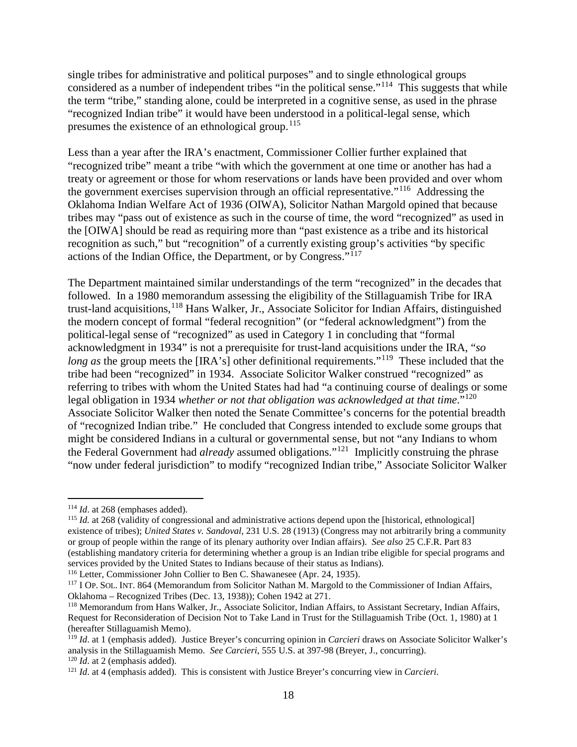single tribes for administrative and political purposes" and to single ethnological groups considered as a number of independent tribes "in the political sense."[114] This suggests that while the term "tribe," standing alone, could be interpreted in a cognitive sense, as used in the phrase "recognized Indian tribe" it would have been understood in a political-legal sense, which presumes the existence of an ethnological group.[115]

Less than a year after the IRA's enactment, Commissioner Collier further explained that "recognized tribe" meant a tribe "with which the government at one time or another has had a treaty or agreement or those for whom reservations or lands have been provided and over whom the government exercises supervision through an official representative."[116] Addressing the Oklahoma Indian Welfare Act of 1936 (OIWA), Solicitor Nathan Margold opined that because tribes may "pass out of existence as such in the course of time, the word "recognized" as used in the [OIWA] should be read as requiring more than "past existence as a tribe and its historical recognition as such," but "recognition" of a currently existing group's activities "by specific actions of the Indian Office, the Department, or by Congress."[117]

The Department maintained similar understandings of the term "recognized" in the decades that followed. In a 1980 memorandum assessing the eligibility of the Stillaguamish Tribe for IRA trust-land acquisitions,[118] Hans Walker, Jr., Associate Solicitor for Indian Affairs, distinguished the modern concept of formal "federal recognition" (or "federal acknowledgment") from the political-legal sense of "recognized" as used in Category 1 in concluding that "formal acknowledgment in 1934" is not a prerequisite for trust-land acquisitions under the IRA, "*so long as* the group meets the [IRA's] other definitional requirements."[119] These included that the tribe had been "recognized" in 1934. Associate Solicitor Walker construed "recognized" as referring to tribes with whom the United States had had "a continuing course of dealings or some legal obligation in 1934 *whether or not that obligation was acknowledged at that time*."[120] Associate Solicitor Walker then noted the Senate Committee's concerns for the potential breadth of "recognized Indian tribe." He concluded that Congress intended to exclude some groups that might be considered Indians in a cultural or governmental sense, but not "any Indians to whom the Federal Government had *already* assumed obligations."[121] Implicitly construing the phrase "now under federal jurisdiction" to modify "recognized Indian tribe," Associate Solicitor Walker

---

[114] *Id*. at 268 (emphases added).

[115] *Id.* at 268 (validity of congressional and administrative actions depend upon the [historical, ethnological] existence of tribes); *United States v. Sandoval*, 231 U.S. 28 (1913) (Congress may not arbitrarily bring a community or group of people within the range of its plenary authority over Indian affairs). *See also* 25 C.F.R. Part 83 (establishing mandatory criteria for determining whether a group is an Indian tribe eligible for special programs and services provided by the United States to Indians because of their status as Indians).

[116] Letter, Commissioner John Collier to Ben C. Shawanesee (Apr. 24, 1935).

[117] I OP. SOL. INT. 864 (Memorandum from Solicitor Nathan M. Margold to the Commissioner of Indian Affairs, Oklahoma – Recognized Tribes (Dec. 13, 1938)); Cohen 1942 at 271.

[118] Memorandum from Hans Walker, Jr., Associate Solicitor, Indian Affairs, to Assistant Secretary, Indian Affairs, Request for Reconsideration of Decision Not to Take Land in Trust for the Stillaguamish Tribe (Oct. 1, 1980) at 1 (hereafter Stillaguamish Memo).

[119] *Id*. at 1 (emphasis added). Justice Breyer's concurring opinion in *Carcieri* draws on Associate Solicitor Walker's analysis in the Stillaguamish Memo. *See Carcieri*, 555 U.S. at 397-98 (Breyer, J., concurring).

[120] *Id*. at 2 (emphasis added).

[121] *Id*. at 4 (emphasis added). This is consistent with Justice Breyer's concurring view in *Carcieri*.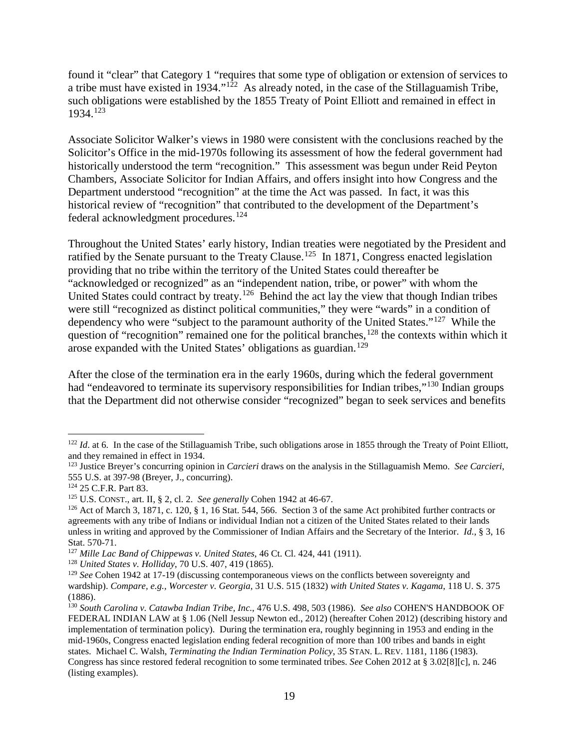found it "clear" that Category 1 "requires that some type of obligation or extension of services to a tribe must have existed in 1934."[122] As already noted, in the case of the Stillaguamish Tribe, such obligations were established by the 1855 Treaty of Point Elliott and remained in effect in 1934.[123]

Associate Solicitor Walker's views in 1980 were consistent with the conclusions reached by the Solicitor's Office in the mid-1970s following its assessment of how the federal government had historically understood the term "recognition." This assessment was begun under Reid Peyton Chambers, Associate Solicitor for Indian Affairs, and offers insight into how Congress and the Department understood "recognition" at the time the Act was passed. In fact, it was this historical review of "recognition" that contributed to the development of the Department's federal acknowledgment procedures.[124]

Throughout the United States' early history, Indian treaties were negotiated by the President and ratified by the Senate pursuant to the Treaty Clause.[125] In 1871, Congress enacted legislation providing that no tribe within the territory of the United States could thereafter be "acknowledged or recognized" as an "independent nation, tribe, or power" with whom the United States could contract by treaty.[126] Behind the act lay the view that though Indian tribes were still "recognized as distinct political communities," they were "wards" in a condition of dependency who were "subject to the paramount authority of the United States."[127] While the question of "recognition" remained one for the political branches,[128] the contexts within which it arose expanded with the United States' obligations as guardian.[129]

After the close of the termination era in the early 1960s, during which the federal government had "endeavored to terminate its supervisory responsibilities for Indian tribes,"[130] Indian groups that the Department did not otherwise consider "recognized" began to seek services and benefits

---

[122] *Id*. at 6. In the case of the Stillaguamish Tribe, such obligations arose in 1855 through the Treaty of Point Elliott, and they remained in effect in 1934.

[123] Justice Breyer's concurring opinion in *Carcieri* draws on the analysis in the Stillaguamish Memo. *See Carcieri*, 555 U.S. at 397-98 (Breyer, J., concurring).

[124] 25 C.F.R. Part 83.

[125] U.S. CONST., art. II, § 2, cl. 2. *See generally* Cohen 1942 at 46-67.

[126] Act of March 3, 1871, c. 120, § 1, 16 Stat. 544, 566. Section 3 of the same Act prohibited further contracts or agreements with any tribe of Indians or individual Indian not a citizen of the United States related to their lands unless in writing and approved by the Commissioner of Indian Affairs and the Secretary of the Interior. *Id*., § 3, 16 Stat. 570-71.

[127] *Mille Lac Band of Chippewas v. United States*, 46 Ct. Cl. 424, 441 (1911).

[128] *United States v. Holliday*, 70 U.S. 407, 419 (1865).

[129] *See* Cohen 1942 at 17-19 (discussing contemporaneous views on the conflicts between sovereignty and wardship). *Compare, e.g., Worcester v. Georgia*, 31 U.S. 515 (1832) *with United States v. Kagama*, 118 U. S. 375 (1886).

[130] *South Carolina v. Catawba Indian Tribe, Inc*., 476 U.S. 498, 503 (1986). *See also* COHEN'S HANDBOOK OF FEDERAL INDIAN LAW at § 1.06 (Nell Jessup Newton ed., 2012) (hereafter Cohen 2012) (describing history and implementation of termination policy). During the termination era, roughly beginning in 1953 and ending in the mid-1960s, Congress enacted legislation ending federal recognition of more than 100 tribes and bands in eight states. Michael C. Walsh, *Terminating the Indian Termination Policy*, 35 STAN. L. REV. 1181, 1186 (1983). Congress has since restored federal recognition to some terminated tribes. *See* Cohen 2012 at § 3.02[8][c], n. 246 (listing examples).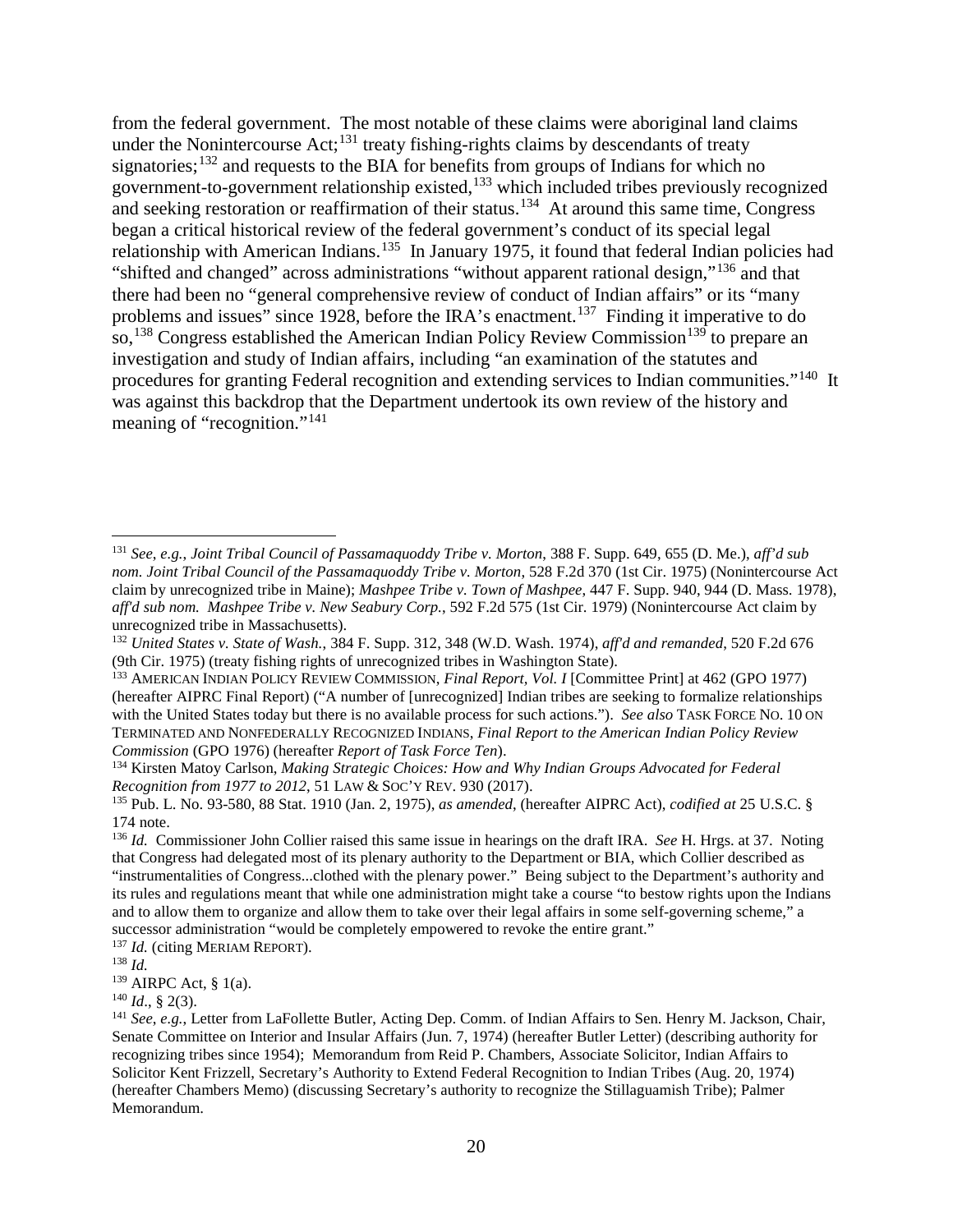from the federal government. The most notable of these claims were aboriginal land claims under the Nonintercourse Act;[131] treaty fishing-rights claims by descendants of treaty signatories;[132] and requests to the BIA for benefits from groups of Indians for which no government-to-government relationship existed,[133] which included tribes previously recognized and seeking restoration or reaffirmation of their status.[134] At around this same time, Congress began a critical historical review of the federal government's conduct of its special legal relationship with American Indians.[135] In January 1975, it found that federal Indian policies had "shifted and changed" across administrations "without apparent rational design,"[136] and that there had been no "general comprehensive review of conduct of Indian affairs" or its "many problems and issues" since 1928, before the IRA's enactment.[137] Finding it imperative to do so,[138] Congress established the American Indian Policy Review Commission[139] to prepare an investigation and study of Indian affairs, including "an examination of the statutes and procedures for granting Federal recognition and extending services to Indian communities."[140] It was against this backdrop that the Department undertook its own review of the history and meaning of "recognition."[141]

---

[131] *See, e.g., Joint Tribal Council of Passamaquoddy Tribe v. Morton*, 388 F. Supp. 649, 655 (D. Me.), *aff'd sub nom. Joint Tribal Council of the Passamaquoddy Tribe v. Morton*, 528 F.2d 370 (1st Cir. 1975) (Nonintercourse Act claim by unrecognized tribe in Maine); *Mashpee Tribe v. Town of Mashpee*, 447 F. Supp. 940, 944 (D. Mass. 1978), *aff'd sub nom. Mashpee Tribe v. New Seabury Corp.*, 592 F.2d 575 (1st Cir. 1979) (Nonintercourse Act claim by unrecognized tribe in Massachusetts).

[132] *United States v. State of Wash.*, 384 F. Supp. 312, 348 (W.D. Wash. 1974), *aff'd and remanded*, 520 F.2d 676 (9th Cir. 1975) (treaty fishing rights of unrecognized tribes in Washington State).

[133] AMERICAN INDIAN POLICY REVIEW COMMISSION, *Final Report, Vol. I* [Committee Print] at 462 (GPO 1977) (hereafter AIPRC Final Report) ("A number of [unrecognized] Indian tribes are seeking to formalize relationships with the United States today but there is no available process for such actions."). *See also* TASK FORCE NO. 10 ON TERMINATED AND NONFEDERALLY RECOGNIZED INDIANS, *Final Report to the American Indian Policy Review Commission* (GPO 1976) (hereafter *Report of Task Force Ten*).

[134] Kirsten Matoy Carlson, *Making Strategic Choices: How and Why Indian Groups Advocated for Federal Recognition from 1977 to 2012*, 51 LAW & SOC'Y REV. 930 (2017).

[135] Pub. L. No. 93-580, 88 Stat. 1910 (Jan. 2, 1975), *as amended*, (hereafter AIPRC Act), *codified at* 25 U.S.C. § 174 note.

[136] *Id.* Commissioner John Collier raised this same issue in hearings on the draft IRA. *See* H. Hrgs. at 37. Noting that Congress had delegated most of its plenary authority to the Department or BIA, which Collier described as "instrumentalities of Congress...clothed with the plenary power." Being subject to the Department's authority and its rules and regulations meant that while one administration might take a course "to bestow rights upon the Indians and to allow them to organize and allow them to take over their legal affairs in some self-governing scheme," a successor administration "would be completely empowered to revoke the entire grant."

[137] *Id.* (citing MERIAM REPORT).

[138] *Id.*

[139] AIRPC Act, § 1(a).

[140] *Id*., § 2(3).

[141] *See, e.g.*, Letter from LaFollette Butler, Acting Dep. Comm. of Indian Affairs to Sen. Henry M. Jackson, Chair, Senate Committee on Interior and Insular Affairs (Jun. 7, 1974) (hereafter Butler Letter) (describing authority for recognizing tribes since 1954); Memorandum from Reid P. Chambers, Associate Solicitor, Indian Affairs to Solicitor Kent Frizzell, Secretary's Authority to Extend Federal Recognition to Indian Tribes (Aug. 20, 1974) (hereafter Chambers Memo) (discussing Secretary's authority to recognize the Stillaguamish Tribe); Palmer Memorandum.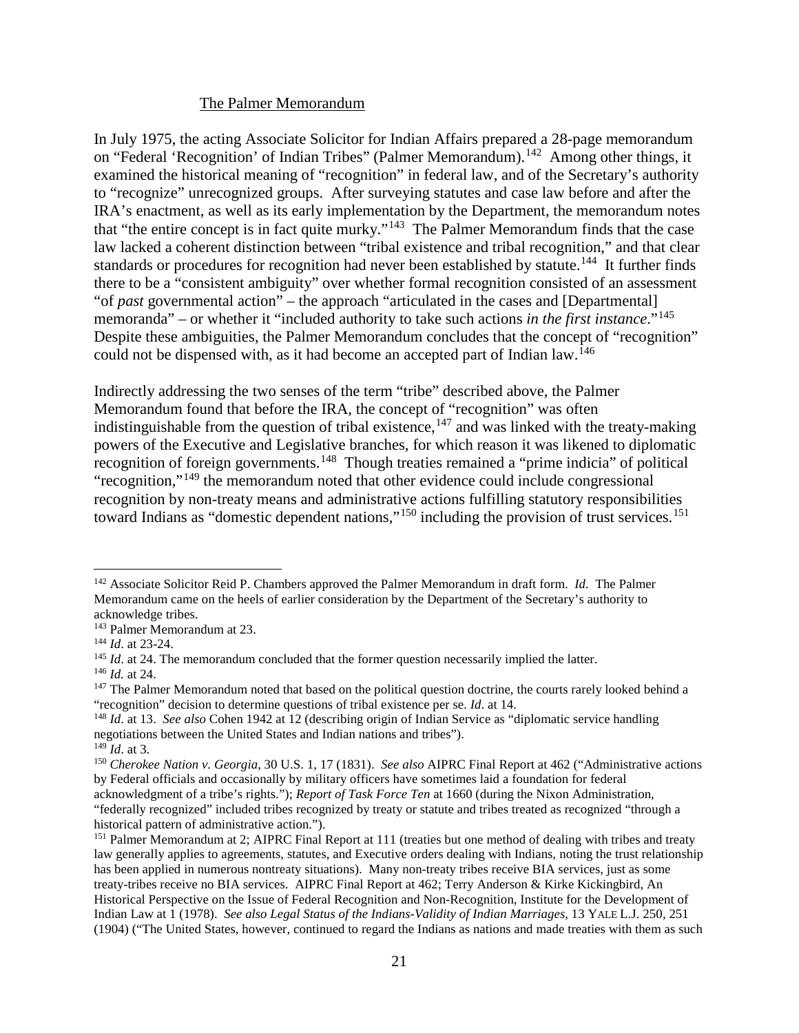The Palmer Memorandum

In July 1975, the acting Associate Solicitor for Indian Affairs prepared a 28-page memorandum on "Federal 'Recognition' of Indian Tribes" (Palmer Memorandum).[142] Among other things, it examined the historical meaning of "recognition" in federal law, and of the Secretary's authority to "recognize" unrecognized groups. After surveying statutes and case law before and after the IRA's enactment, as well as its early implementation by the Department, the memorandum notes that "the entire concept is in fact quite murky."[143] The Palmer Memorandum finds that the case law lacked a coherent distinction between "tribal existence and tribal recognition," and that clear standards or procedures for recognition had never been established by statute.[144] It further finds there to be a "consistent ambiguity" over whether formal recognition consisted of an assessment "of *past* governmental action" – the approach "articulated in the cases and [Departmental] memoranda" – or whether it "included authority to take such actions *in the first instance*."[145] Despite these ambiguities, the Palmer Memorandum concludes that the concept of "recognition" could not be dispensed with, as it had become an accepted part of Indian law.[146]

Indirectly addressing the two senses of the term "tribe" described above, the Palmer Memorandum found that before the IRA, the concept of "recognition" was often indistinguishable from the question of tribal existence,[147] and was linked with the treaty-making powers of the Executive and Legislative branches, for which reason it was likened to diplomatic recognition of foreign governments.[148] Though treaties remained a "prime indicia" of political "recognition,"[149] the memorandum noted that other evidence could include congressional recognition by non-treaty means and administrative actions fulfilling statutory responsibilities toward Indians as "domestic dependent nations,"[150] including the provision of trust services.[151]

---

[142] Associate Solicitor Reid P. Chambers approved the Palmer Memorandum in draft form. *Id.* The Palmer Memorandum came on the heels of earlier consideration by the Department of the Secretary's authority to acknowledge tribes.

[143] Palmer Memorandum at 23.

[144] *Id*. at 23-24.

[145] *Id*. at 24. The memorandum concluded that the former question necessarily implied the latter.

[146] *Id.* at 24.

[147] The Palmer Memorandum noted that based on the political question doctrine, the courts rarely looked behind a "recognition" decision to determine questions of tribal existence per se. *Id*. at 14.

[148] *Id*. at 13. *See also* Cohen 1942 at 12 (describing origin of Indian Service as "diplomatic service handling negotiations between the United States and Indian nations and tribes").

[149] *Id*. at 3.

[150] *Cherokee Nation v. Georgia*, 30 U.S. 1, 17 (1831). *See also* AIPRC Final Report at 462 ("Administrative actions by Federal officials and occasionally by military officers have sometimes laid a foundation for federal acknowledgment of a tribe's rights."); *Report of Task Force Ten* at 1660 (during the Nixon Administration, "federally recognized" included tribes recognized by treaty or statute and tribes treated as recognized "through a historical pattern of administrative action.").

[151] Palmer Memorandum at 2; AIPRC Final Report at 111 (treaties but one method of dealing with tribes and treaty law generally applies to agreements, statutes, and Executive orders dealing with Indians, noting the trust relationship has been applied in numerous nontreaty situations). Many non-treaty tribes receive BIA services, just as some treaty-tribes receive no BIA services. AIPRC Final Report at 462; Terry Anderson & Kirke Kickingbird, An Historical Perspective on the Issue of Federal Recognition and Non-Recognition, Institute for the Development of Indian Law at 1 (1978). *See also Legal Status of the Indians-Validity of Indian Marriages*, 13 YALE L.J. 250, 251 (1904) ("The United States, however, continued to regard the Indians as nations and made treaties with them as such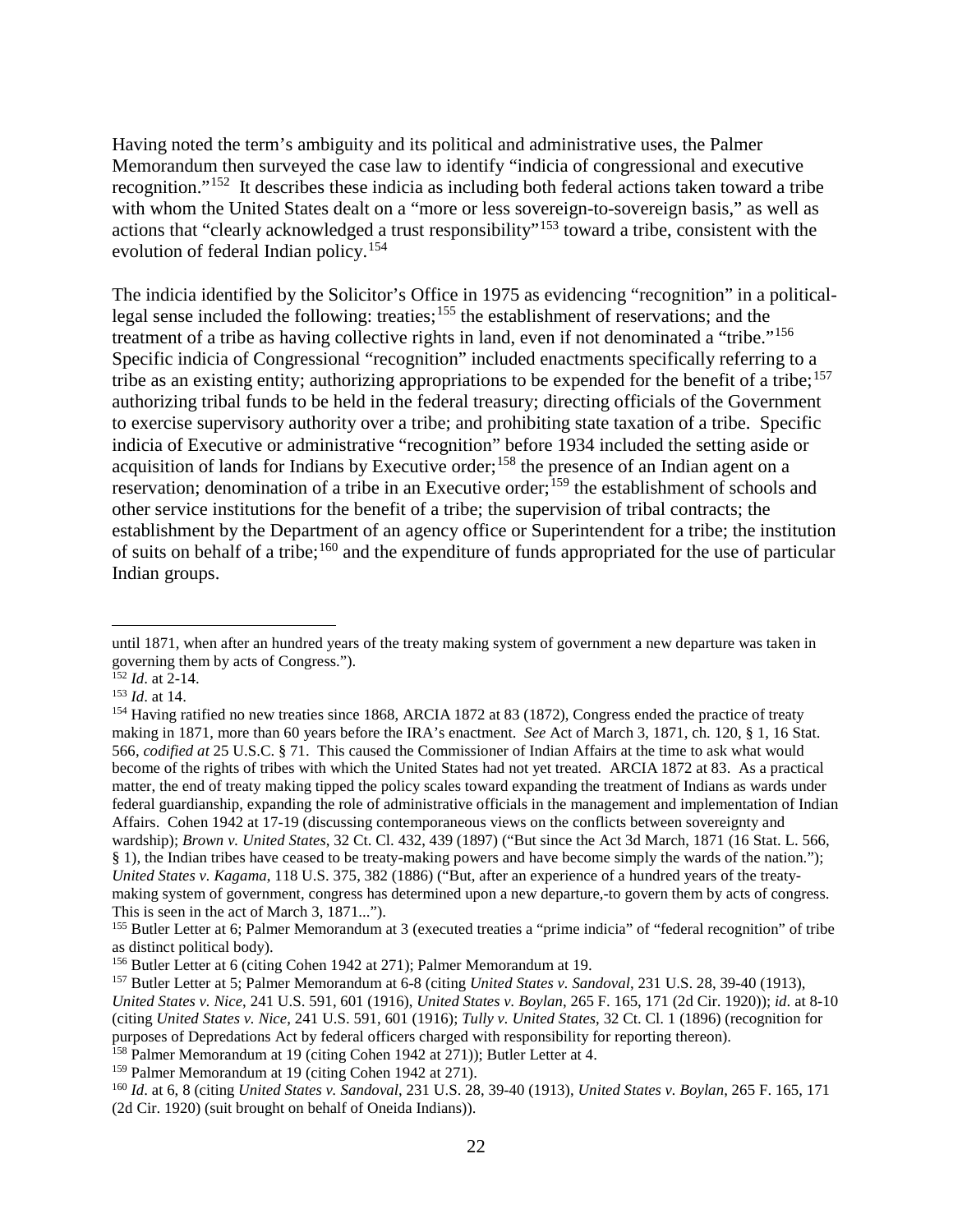Having noted the term's ambiguity and its political and administrative uses, the Palmer Memorandum then surveyed the case law to identify "indicia of congressional and executive recognition."[152] It describes these indicia as including both federal actions taken toward a tribe with whom the United States dealt on a "more or less sovereign-to-sovereign basis," as well as actions that "clearly acknowledged a trust responsibility"[153] toward a tribe, consistent with the evolution of federal Indian policy.[154]

The indicia identified by the Solicitor's Office in 1975 as evidencing "recognition" in a political-legal sense included the following: treaties;[155] the establishment of reservations; and the treatment of a tribe as having collective rights in land, even if not denominated a "tribe."[156] Specific indicia of Congressional "recognition" included enactments specifically referring to a tribe as an existing entity; authorizing appropriations to be expended for the benefit of a tribe;[157] authorizing tribal funds to be held in the federal treasury; directing officials of the Government to exercise supervisory authority over a tribe; and prohibiting state taxation of a tribe. Specific indicia of Executive or administrative "recognition" before 1934 included the setting aside or acquisition of lands for Indians by Executive order;[158] the presence of an Indian agent on a reservation; denomination of a tribe in an Executive order;[159] the establishment of schools and other service institutions for the benefit of a tribe; the supervision of tribal contracts; the establishment by the Department of an agency office or Superintendent for a tribe; the institution of suits on behalf of a tribe;[160] and the expenditure of funds appropriated for the use of particular Indian groups.

---

until 1871, when after an hundred years of the treaty making system of government a new departure was taken in governing them by acts of Congress.").

[152] *Id*. at 2-14.

[153] *Id*. at 14.

[154] Having ratified no new treaties since 1868, ARCIA 1872 at 83 (1872), Congress ended the practice of treaty making in 1871, more than 60 years before the IRA's enactment. *See* Act of March 3, 1871, ch. 120, § 1, 16 Stat. 566, *codified at* 25 U.S.C. § 71. This caused the Commissioner of Indian Affairs at the time to ask what would become of the rights of tribes with which the United States had not yet treated. ARCIA 1872 at 83. As a practical matter, the end of treaty making tipped the policy scales toward expanding the treatment of Indians as wards under federal guardianship, expanding the role of administrative officials in the management and implementation of Indian Affairs. Cohen 1942 at 17-19 (discussing contemporaneous views on the conflicts between sovereignty and wardship); *Brown v. United States*, 32 Ct. Cl. 432, 439 (1897) ("But since the Act 3d March, 1871 (16 Stat. L. 566, § 1), the Indian tribes have ceased to be treaty-making powers and have become simply the wards of the nation."); *United States v. Kagama*, 118 U.S. 375, 382 (1886) ("But, after an experience of a hundred years of the treaty-making system of government, congress has determined upon a new departure,-to govern them by acts of congress. This is seen in the act of March 3, 1871...").

[155] Butler Letter at 6; Palmer Memorandum at 3 (executed treaties a "prime indicia" of "federal recognition" of tribe as distinct political body).

[156] Butler Letter at 6 (citing Cohen 1942 at 271); Palmer Memorandum at 19.

[157] Butler Letter at 5; Palmer Memorandum at 6-8 (citing *United States v. Sandoval*, 231 U.S. 28, 39-40 (1913), *United States v. Nice*, 241 U.S. 591, 601 (1916), *United States v. Boylan*, 265 F. 165, 171 (2d Cir. 1920)); *id*. at 8-10 (citing *United States v. Nice*, 241 U.S. 591, 601 (1916); *Tully v. United States*, 32 Ct. Cl. 1 (1896) (recognition for purposes of Depredations Act by federal officers charged with responsibility for reporting thereon).

[158] Palmer Memorandum at 19 (citing Cohen 1942 at 271)); Butler Letter at 4.

[159] Palmer Memorandum at 19 (citing Cohen 1942 at 271).

[160] *Id*. at 6, 8 (citing *United States v. Sandoval*, 231 U.S. 28, 39-40 (1913), *United States v. Boylan*, 265 F. 165, 171 (2d Cir. 1920) (suit brought on behalf of Oneida Indians)).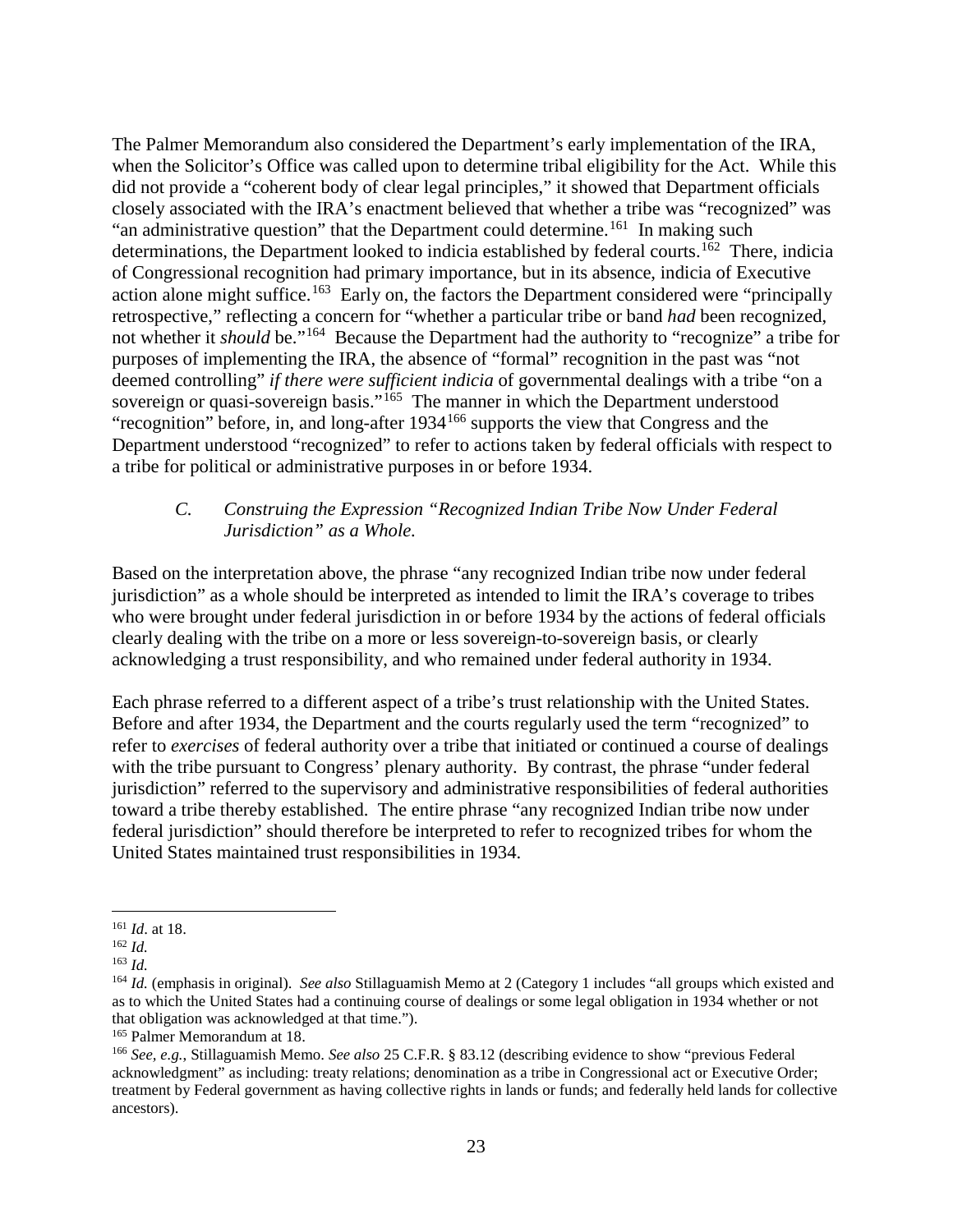The Palmer Memorandum also considered the Department's early implementation of the IRA, when the Solicitor's Office was called upon to determine tribal eligibility for the Act. While this did not provide a "coherent body of clear legal principles," it showed that Department officials closely associated with the IRA's enactment believed that whether a tribe was "recognized" was "an administrative question" that the Department could determine.[161] In making such determinations, the Department looked to indicia established by federal courts.[162] There, indicia of Congressional recognition had primary importance, but in its absence, indicia of Executive action alone might suffice.[163] Early on, the factors the Department considered were "principally retrospective," reflecting a concern for "whether a particular tribe or band *had* been recognized, not whether it *should* be."[164] Because the Department had the authority to "recognize" a tribe for purposes of implementing the IRA, the absence of "formal" recognition in the past was "not deemed controlling" *if there were sufficient indicia* of governmental dealings with a tribe "on a sovereign or quasi-sovereign basis."[165] The manner in which the Department understood "recognition" before, in, and long-after 1934[166] supports the view that Congress and the Department understood "recognized" to refer to actions taken by federal officials with respect to a tribe for political or administrative purposes in or before 1934.

### *C. Construing the Expression "Recognized Indian Tribe Now Under Federal Jurisdiction" as a Whole.*

Based on the interpretation above, the phrase "any recognized Indian tribe now under federal jurisdiction" as a whole should be interpreted as intended to limit the IRA's coverage to tribes who were brought under federal jurisdiction in or before 1934 by the actions of federal officials clearly dealing with the tribe on a more or less sovereign-to-sovereign basis, or clearly acknowledging a trust responsibility, and who remained under federal authority in 1934.

Each phrase referred to a different aspect of a tribe's trust relationship with the United States. Before and after 1934, the Department and the courts regularly used the term "recognized" to refer to *exercises* of federal authority over a tribe that initiated or continued a course of dealings with the tribe pursuant to Congress' plenary authority. By contrast, the phrase "under federal jurisdiction" referred to the supervisory and administrative responsibilities of federal authorities toward a tribe thereby established. The entire phrase "any recognized Indian tribe now under federal jurisdiction" should therefore be interpreted to refer to recognized tribes for whom the United States maintained trust responsibilities in 1934.

---

[161] *Id*. at 18.

[162] *Id.*

[163] *Id.*

[164] *Id.* (emphasis in original). *See also* Stillaguamish Memo at 2 (Category 1 includes "all groups which existed and as to which the United States had a continuing course of dealings or some legal obligation in 1934 whether or not that obligation was acknowledged at that time.").

[165] Palmer Memorandum at 18.

[166] *See, e.g.*, Stillaguamish Memo. *See also* 25 C.F.R. § 83.12 (describing evidence to show "previous Federal acknowledgment" as including: treaty relations; denomination as a tribe in Congressional act or Executive Order; treatment by Federal government as having collective rights in lands or funds; and federally held lands for collective ancestors).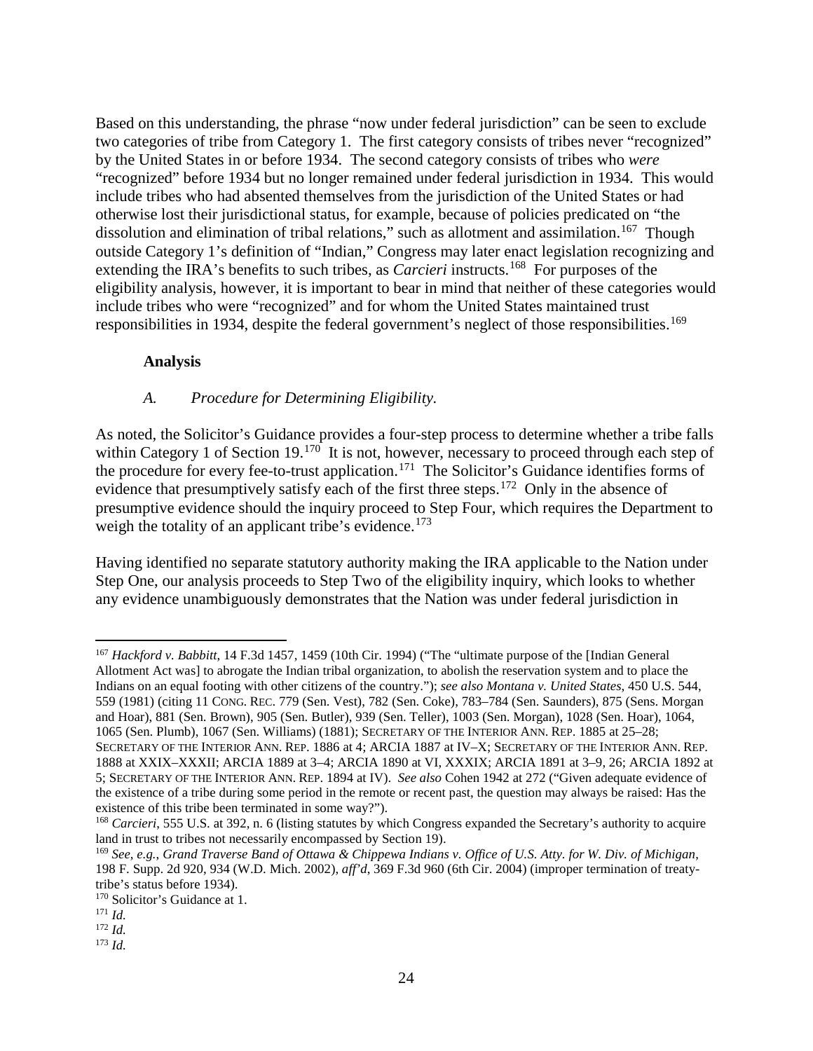Based on this understanding, the phrase "now under federal jurisdiction" can be seen to exclude two categories of tribe from Category 1. The first category consists of tribes never "recognized" by the United States in or before 1934. The second category consists of tribes who *were* "recognized" before 1934 but no longer remained under federal jurisdiction in 1934. This would include tribes who had absented themselves from the jurisdiction of the United States or had otherwise lost their jurisdictional status, for example, because of policies predicated on "the dissolution and elimination of tribal relations," such as allotment and assimilation.[167] Though outside Category 1's definition of "Indian," Congress may later enact legislation recognizing and extending the IRA's benefits to such tribes, as *Carcieri* instructs.[168] For purposes of the eligibility analysis, however, it is important to bear in mind that neither of these categories would include tribes who were "recognized" and for whom the United States maintained trust responsibilities in 1934, despite the federal government's neglect of those responsibilities.[169]

**Analysis**

*A. Procedure for Determining Eligibility.*

As noted, the Solicitor's Guidance provides a four-step process to determine whether a tribe falls within Category 1 of Section 19.[170] It is not, however, necessary to proceed through each step of the procedure for every fee-to-trust application.[171] The Solicitor's Guidance identifies forms of evidence that presumptively satisfy each of the first three steps.[172] Only in the absence of presumptive evidence should the inquiry proceed to Step Four, which requires the Department to weigh the totality of an applicant tribe's evidence.[173]

Having identified no separate statutory authority making the IRA applicable to the Nation under Step One, our analysis proceeds to Step Two of the eligibility inquiry, which looks to whether any evidence unambiguously demonstrates that the Nation was under federal jurisdiction in

---

[167] *Hackford v. Babbitt*, 14 F.3d 1457, 1459 (10th Cir. 1994) ("The "ultimate purpose of the [Indian General Allotment Act was] to abrogate the Indian tribal organization, to abolish the reservation system and to place the Indians on an equal footing with other citizens of the country."); *see also Montana v. United States*, 450 U.S. 544, 559 (1981) (citing 11 CONG. REC. 779 (Sen. Vest), 782 (Sen. Coke), 783–784 (Sen. Saunders), 875 (Sens. Morgan and Hoar), 881 (Sen. Brown), 905 (Sen. Butler), 939 (Sen. Teller), 1003 (Sen. Morgan), 1028 (Sen. Hoar), 1064, 1065 (Sen. Plumb), 1067 (Sen. Williams) (1881); SECRETARY OF THE INTERIOR ANN. REP. 1885 at 25–28; SECRETARY OF THE INTERIOR ANN. REP. 1886 at 4; ARCIA 1887 at IV–X; SECRETARY OF THE INTERIOR ANN. REP. 1888 at XXIX–XXXII; ARCIA 1889 at 3–4; ARCIA 1890 at VI, XXXIX; ARCIA 1891 at 3–9, 26; ARCIA 1892 at 5; SECRETARY OF THE INTERIOR ANN. REP. 1894 at IV). *See also* Cohen 1942 at 272 ("Given adequate evidence of the existence of a tribe during some period in the remote or recent past, the question may always be raised: Has the existence of this tribe been terminated in some way?").

[168] *Carcieri*, 555 U.S. at 392, n. 6 (listing statutes by which Congress expanded the Secretary's authority to acquire land in trust to tribes not necessarily encompassed by Section 19).

[169] *See, e.g.*, *Grand Traverse Band of Ottawa & Chippewa Indians v. Office of U.S. Atty. for W. Div. of Michigan*, 198 F. Supp. 2d 920, 934 (W.D. Mich. 2002), *aff'd*, 369 F.3d 960 (6th Cir. 2004) (improper termination of treaty-tribe's status before 1934).

[170] Solicitor's Guidance at 1.

[171] *Id.*

[172] *Id.*

[173] *Id.*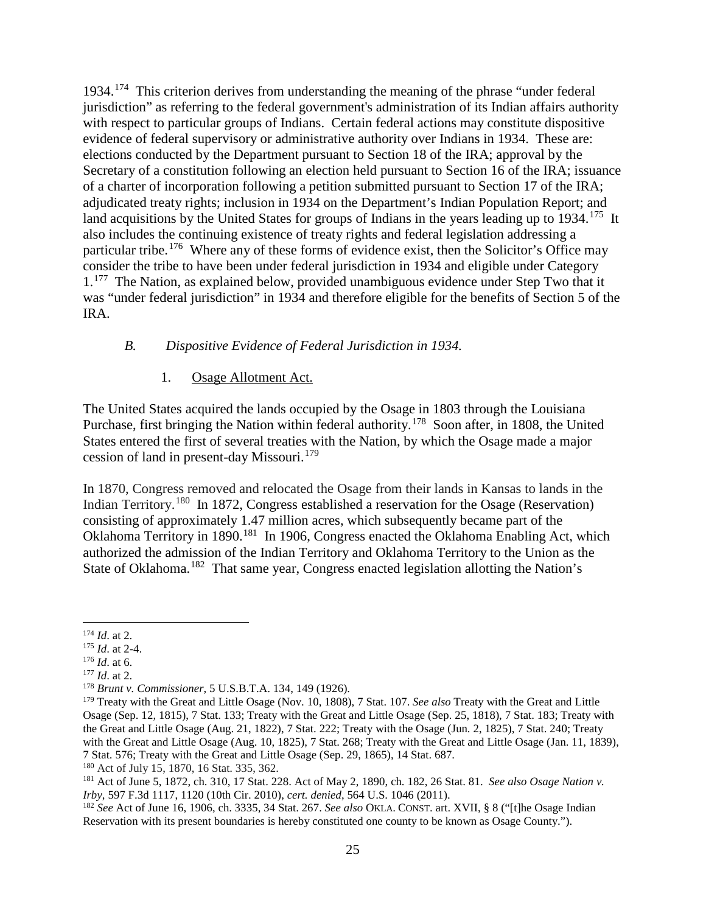1934.[174] This criterion derives from understanding the meaning of the phrase "under federal jurisdiction" as referring to the federal government's administration of its Indian affairs authority with respect to particular groups of Indians. Certain federal actions may constitute dispositive evidence of federal supervisory or administrative authority over Indians in 1934. These are: elections conducted by the Department pursuant to Section 18 of the IRA; approval by the Secretary of a constitution following an election held pursuant to Section 16 of the IRA; issuance of a charter of incorporation following a petition submitted pursuant to Section 17 of the IRA; adjudicated treaty rights; inclusion in 1934 on the Department's Indian Population Report; and land acquisitions by the United States for groups of Indians in the years leading up to 1934.[175] It also includes the continuing existence of treaty rights and federal legislation addressing a particular tribe.[176] Where any of these forms of evidence exist, then the Solicitor's Office may consider the tribe to have been under federal jurisdiction in 1934 and eligible under Category 1.[177] The Nation, as explained below, provided unambiguous evidence under Step Two that it was "under federal jurisdiction" in 1934 and therefore eligible for the benefits of Section 5 of the IRA.

### *B. Dispositive Evidence of Federal Jurisdiction in 1934.*

#### 1. Osage Allotment Act.

The United States acquired the lands occupied by the Osage in 1803 through the Louisiana Purchase, first bringing the Nation within federal authority.[178] Soon after, in 1808, the United States entered the first of several treaties with the Nation, by which the Osage made a major cession of land in present-day Missouri.[179]

In 1870, Congress removed and relocated the Osage from their lands in Kansas to lands in the Indian Territory.[180] In 1872, Congress established a reservation for the Osage (Reservation) consisting of approximately 1.47 million acres, which subsequently became part of the Oklahoma Territory in 1890.[181] In 1906, Congress enacted the Oklahoma Enabling Act, which authorized the admission of the Indian Territory and Oklahoma Territory to the Union as the State of Oklahoma.[182] That same year, Congress enacted legislation allotting the Nation's

---

[174] *Id*. at 2.

[175] *Id*. at 2-4.

[176] *Id*. at 6.

[177] *Id*. at 2.

[178] *Brunt v. Commissioner*, 5 U.S.B.T.A. 134, 149 (1926).

[179] Treaty with the Great and Little Osage (Nov. 10, 1808), 7 Stat. 107. *See also* Treaty with the Great and Little Osage (Sep. 12, 1815), 7 Stat. 133; Treaty with the Great and Little Osage (Sep. 25, 1818), 7 Stat. 183; Treaty with the Great and Little Osage (Aug. 21, 1822), 7 Stat. 222; Treaty with the Osage (Jun. 2, 1825), 7 Stat. 240; Treaty with the Great and Little Osage (Aug. 10, 1825), 7 Stat. 268; Treaty with the Great and Little Osage (Jan. 11, 1839), 7 Stat. 576; Treaty with the Great and Little Osage (Sep. 29, 1865), 14 Stat. 687.

[180] Act of July 15, 1870, 16 Stat. 335, 362.

[181] Act of June 5, 1872, ch. 310, 17 Stat. 228. Act of May 2, 1890, ch. 182, 26 Stat. 81. *See also Osage Nation v. Irby*, 597 F.3d 1117, 1120 (10th Cir. 2010), *cert. denied*, 564 U.S. 1046 (2011).

[182] *See* Act of June 16, 1906, ch. 3335, 34 Stat. 267. *See also* OKLA. CONST. art. XVII, § 8 ("[t]he Osage Indian Reservation with its present boundaries is hereby constituted one county to be known as Osage County.").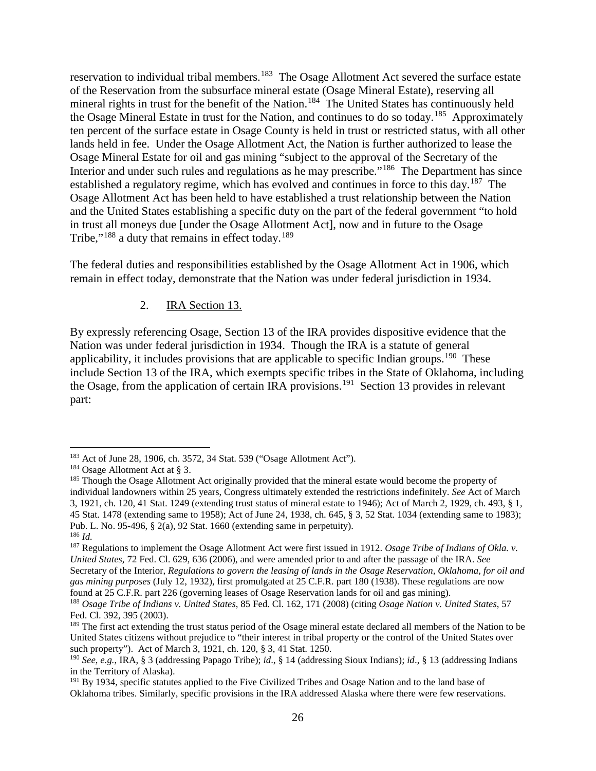reservation to individual tribal members.[183] The Osage Allotment Act severed the surface estate of the Reservation from the subsurface mineral estate (Osage Mineral Estate), reserving all mineral rights in trust for the benefit of the Nation.[184] The United States has continuously held the Osage Mineral Estate in trust for the Nation, and continues to do so today.[185] Approximately ten percent of the surface estate in Osage County is held in trust or restricted status, with all other lands held in fee. Under the Osage Allotment Act, the Nation is further authorized to lease the Osage Mineral Estate for oil and gas mining "subject to the approval of the Secretary of the Interior and under such rules and regulations as he may prescribe."[186] The Department has since established a regulatory regime, which has evolved and continues in force to this day.[187] The Osage Allotment Act has been held to have established a trust relationship between the Nation and the United States establishing a specific duty on the part of the federal government "to hold in trust all moneys due [under the Osage Allotment Act], now and in future to the Osage Tribe,"[188] a duty that remains in effect today.[189]

The federal duties and responsibilities established by the Osage Allotment Act in 1906, which remain in effect today, demonstrate that the Nation was under federal jurisdiction in 1934.

2. <u>IRA Section 13.</u>

By expressly referencing Osage, Section 13 of the IRA provides dispositive evidence that the Nation was under federal jurisdiction in 1934. Though the IRA is a statute of general applicability, it includes provisions that are applicable to specific Indian groups.[190] These include Section 13 of the IRA, which exempts specific tribes in the State of Oklahoma, including the Osage, from the application of certain IRA provisions.[191] Section 13 provides in relevant part:

---

[183] Act of June 28, 1906, ch. 3572, 34 Stat. 539 ("Osage Allotment Act").

[184] Osage Allotment Act at § 3.

[185] Though the Osage Allotment Act originally provided that the mineral estate would become the property of individual landowners within 25 years, Congress ultimately extended the restrictions indefinitely. *See* Act of March 3, 1921, ch. 120, 41 Stat. 1249 (extending trust status of mineral estate to 1946); Act of March 2, 1929, ch. 493, § 1, 45 Stat. 1478 (extending same to 1958); Act of June 24, 1938, ch. 645, § 3, 52 Stat. 1034 (extending same to 1983); Pub. L. No. 95-496, § 2(a), 92 Stat. 1660 (extending same in perpetuity).

[186] *Id.*

[187] Regulations to implement the Osage Allotment Act were first issued in 1912. *Osage Tribe of Indians of Okla. v. United States*, 72 Fed. Cl. 629, 636 (2006), and were amended prior to and after the passage of the IRA. *See* Secretary of the Interior, *Regulations to govern the leasing of lands in the Osage Reservation, Oklahoma, for oil and gas mining purposes* (July 12, 1932), first promulgated at 25 C.F.R. part 180 (1938). These regulations are now found at 25 C.F.R. part 226 (governing leases of Osage Reservation lands for oil and gas mining).

[188] *Osage Tribe of Indians v. United States*, 85 Fed. Cl. 162, 171 (2008) (citing *Osage Nation v. United States*, 57 Fed. Cl. 392, 395 (2003).

[189] The first act extending the trust status period of the Osage mineral estate declared all members of the Nation to be United States citizens without prejudice to "their interest in tribal property or the control of the United States over such property"). Act of March 3, 1921, ch. 120, § 3, 41 Stat. 1250.

[190] *See, e.g.*, IRA, § 3 (addressing Papago Tribe); *id*., § 14 (addressing Sioux Indians); *id*., § 13 (addressing Indians in the Territory of Alaska).

[191] By 1934, specific statutes applied to the Five Civilized Tribes and Osage Nation and to the land base of Oklahoma tribes. Similarly, specific provisions in the IRA addressed Alaska where there were few reservations.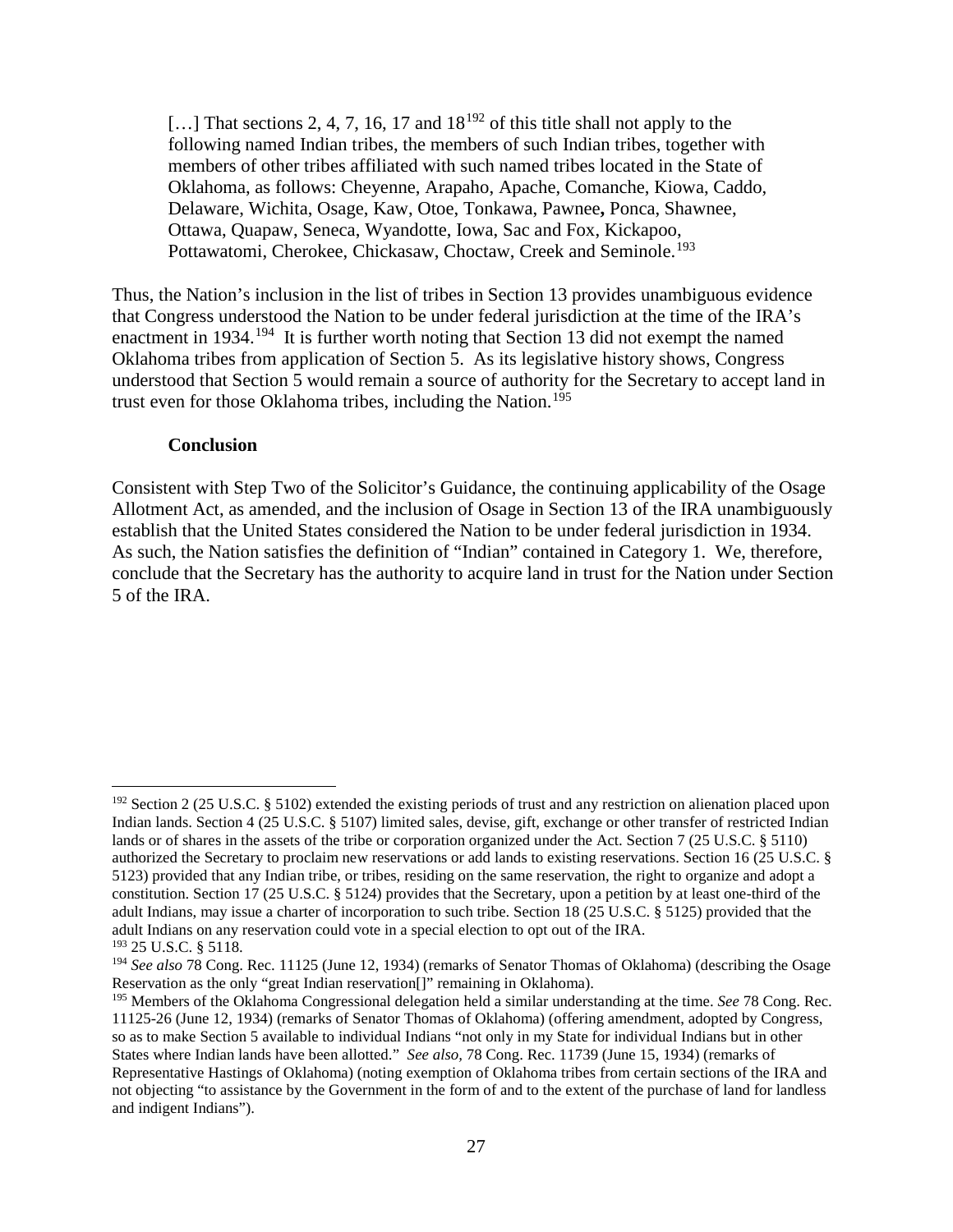> […] That sections 2, 4, 7, 16, 17 and 18[192] of this title shall not apply to the following named Indian tribes, the members of such Indian tribes, together with members of other tribes affiliated with such named tribes located in the State of Oklahoma, as follows: Cheyenne, Arapaho, Apache, Comanche, Kiowa, Caddo, Delaware, Wichita, Osage, Kaw, Otoe, Tonkawa, Pawnee**,** Ponca, Shawnee, Ottawa, Quapaw, Seneca, Wyandotte, Iowa, Sac and Fox, Kickapoo, Pottawatomi, Cherokee, Chickasaw, Choctaw, Creek and Seminole.[193]

Thus, the Nation's inclusion in the list of tribes in Section 13 provides unambiguous evidence that Congress understood the Nation to be under federal jurisdiction at the time of the IRA's enactment in 1934.[194] It is further worth noting that Section 13 did not exempt the named Oklahoma tribes from application of Section 5. As its legislative history shows, Congress understood that Section 5 would remain a source of authority for the Secretary to accept land in trust even for those Oklahoma tribes, including the Nation.[195]

**Conclusion**

Consistent with Step Two of the Solicitor's Guidance, the continuing applicability of the Osage Allotment Act, as amended, and the inclusion of Osage in Section 13 of the IRA unambiguously establish that the United States considered the Nation to be under federal jurisdiction in 1934. As such, the Nation satisfies the definition of "Indian" contained in Category 1. We, therefore, conclude that the Secretary has the authority to acquire land in trust for the Nation under Section 5 of the IRA.

---

[192] Section 2 (25 U.S.C. § 5102) extended the existing periods of trust and any restriction on alienation placed upon Indian lands. Section 4 (25 U.S.C. § 5107) limited sales, devise, gift, exchange or other transfer of restricted Indian lands or of shares in the assets of the tribe or corporation organized under the Act. Section 7 (25 U.S.C. § 5110) authorized the Secretary to proclaim new reservations or add lands to existing reservations. Section 16 (25 U.S.C. § 5123) provided that any Indian tribe, or tribes, residing on the same reservation, the right to organize and adopt a constitution. Section 17 (25 U.S.C. § 5124) provides that the Secretary, upon a petition by at least one-third of the adult Indians, may issue a charter of incorporation to such tribe. Section 18 (25 U.S.C. § 5125) provided that the adult Indians on any reservation could vote in a special election to opt out of the IRA.

[193] 25 U.S.C. § 5118.

[194] *See also* 78 Cong. Rec. 11125 (June 12, 1934) (remarks of Senator Thomas of Oklahoma) (describing the Osage Reservation as the only "great Indian reservation[]" remaining in Oklahoma).

[195] Members of the Oklahoma Congressional delegation held a similar understanding at the time. *See* 78 Cong. Rec. 11125-26 (June 12, 1934) (remarks of Senator Thomas of Oklahoma) (offering amendment, adopted by Congress, so as to make Section 5 available to individual Indians "not only in my State for individual Indians but in other States where Indian lands have been allotted." *See also*, 78 Cong. Rec. 11739 (June 15, 1934) (remarks of Representative Hastings of Oklahoma) (noting exemption of Oklahoma tribes from certain sections of the IRA and not objecting "to assistance by the Government in the form of and to the extent of the purchase of land for landless and indigent Indians").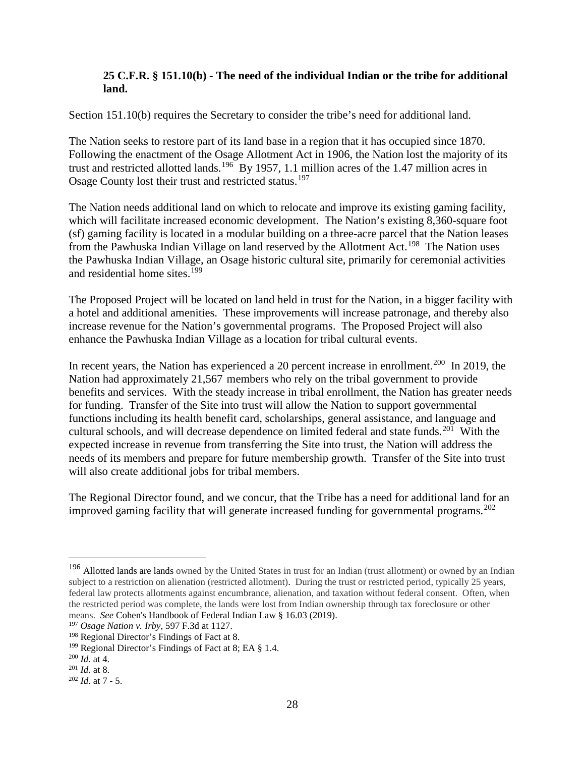**25 C.F.R. § 151.10(b) - The need of the individual Indian or the tribe for additional land.**

Section 151.10(b) requires the Secretary to consider the tribe's need for additional land.

The Nation seeks to restore part of its land base in a region that it has occupied since 1870. Following the enactment of the Osage Allotment Act in 1906, the Nation lost the majority of its trust and restricted allotted lands.[196] By 1957, 1.1 million acres of the 1.47 million acres in Osage County lost their trust and restricted status.[197]

The Nation needs additional land on which to relocate and improve its existing gaming facility, which will facilitate increased economic development. The Nation's existing 8,360-square foot (sf) gaming facility is located in a modular building on a three-acre parcel that the Nation leases from the Pawhuska Indian Village on land reserved by the Allotment Act.[198] The Nation uses the Pawhuska Indian Village, an Osage historic cultural site, primarily for ceremonial activities and residential home sites.[199]

The Proposed Project will be located on land held in trust for the Nation, in a bigger facility with a hotel and additional amenities. These improvements will increase patronage, and thereby also increase revenue for the Nation's governmental programs. The Proposed Project will also enhance the Pawhuska Indian Village as a location for tribal cultural events.

In recent years, the Nation has experienced a 20 percent increase in enrollment.[200] In 2019, the Nation had approximately 21,567 members who rely on the tribal government to provide benefits and services. With the steady increase in tribal enrollment, the Nation has greater needs for funding. Transfer of the Site into trust will allow the Nation to support governmental functions including its health benefit card, scholarships, general assistance, and language and cultural schools, and will decrease dependence on limited federal and state funds.[201] With the expected increase in revenue from transferring the Site into trust, the Nation will address the needs of its members and prepare for future membership growth. Transfer of the Site into trust will also create additional jobs for tribal members.

The Regional Director found, and we concur, that the Tribe has a need for additional land for an improved gaming facility that will generate increased funding for governmental programs.[202]

---

[196] Allotted lands are lands owned by the United States in trust for an Indian (trust allotment) or owned by an Indian subject to a restriction on alienation (restricted allotment). During the trust or restricted period, typically 25 years, federal law protects allotments against encumbrance, alienation, and taxation without federal consent. Often, when the restricted period was complete, the lands were lost from Indian ownership through tax foreclosure or other means. *See* Cohen's Handbook of Federal Indian Law § 16.03 (2019).

[197] *Osage Nation v. Irby*, 597 F.3d at 1127.

[198] Regional Director's Findings of Fact at 8.

[199] Regional Director's Findings of Fact at 8; EA § 1.4.

[200] *Id.* at 4.

[201] *Id*. at 8.

[202] *Id*. at 7 - 5.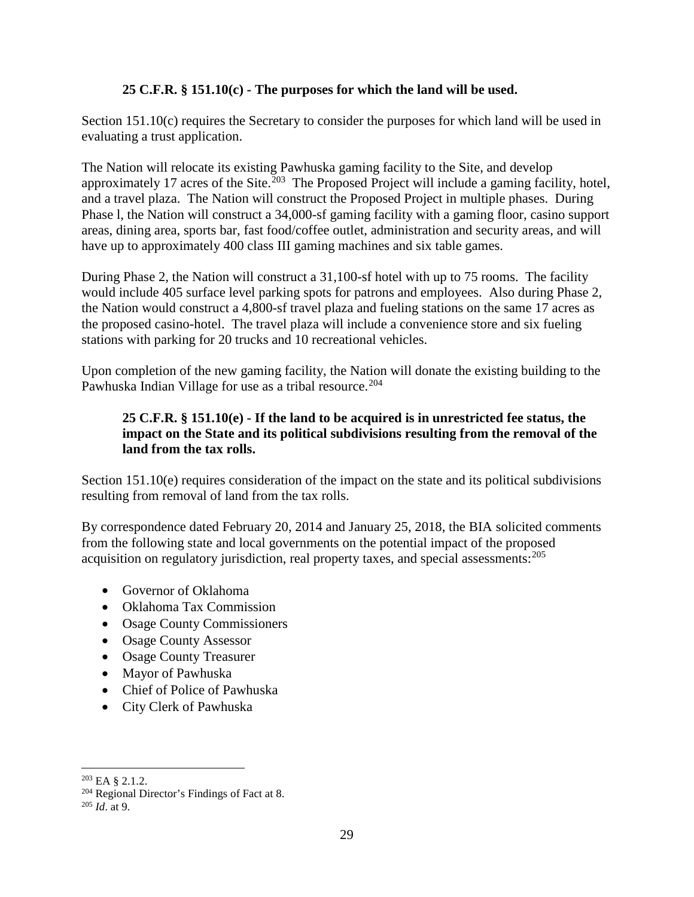**25 C.F.R. § 151.10(c) - The purposes for which the land will be used.**

Section 151.10(c) requires the Secretary to consider the purposes for which land will be used in evaluating a trust application.

The Nation will relocate its existing Pawhuska gaming facility to the Site, and develop approximately 17 acres of the Site.[203] The Proposed Project will include a gaming facility, hotel, and a travel plaza. The Nation will construct the Proposed Project in multiple phases. During Phase l, the Nation will construct a 34,000-sf gaming facility with a gaming floor, casino support areas, dining area, sports bar, fast food/coffee outlet, administration and security areas, and will have up to approximately 400 class III gaming machines and six table games.

During Phase 2, the Nation will construct a 31,100-sf hotel with up to 75 rooms. The facility would include 405 surface level parking spots for patrons and employees. Also during Phase 2, the Nation would construct a 4,800-sf travel plaza and fueling stations on the same 17 acres as the proposed casino-hotel. The travel plaza will include a convenience store and six fueling stations with parking for 20 trucks and 10 recreational vehicles.

Upon completion of the new gaming facility, the Nation will donate the existing building to the Pawhuska Indian Village for use as a tribal resource.[204]

**25 C.F.R. § 151.10(e) - If the land to be acquired is in unrestricted fee status, the impact on the State and its political subdivisions resulting from the removal of the land from the tax rolls.**

Section 151.10(e) requires consideration of the impact on the state and its political subdivisions resulting from removal of land from the tax rolls.

By correspondence dated February 20, 2014 and January 25, 2018, the BIA solicited comments from the following state and local governments on the potential impact of the proposed acquisition on regulatory jurisdiction, real property taxes, and special assessments:[205]

- Governor of Oklahoma
- Oklahoma Tax Commission
- Osage County Commissioners
- Osage County Assessor
- Osage County Treasurer
- Mayor of Pawhuska
- Chief of Police of Pawhuska
- City Clerk of Pawhuska

---

[203] EA § 2.1.2.

[204] Regional Director's Findings of Fact at 8.

[205] *Id*. at 9.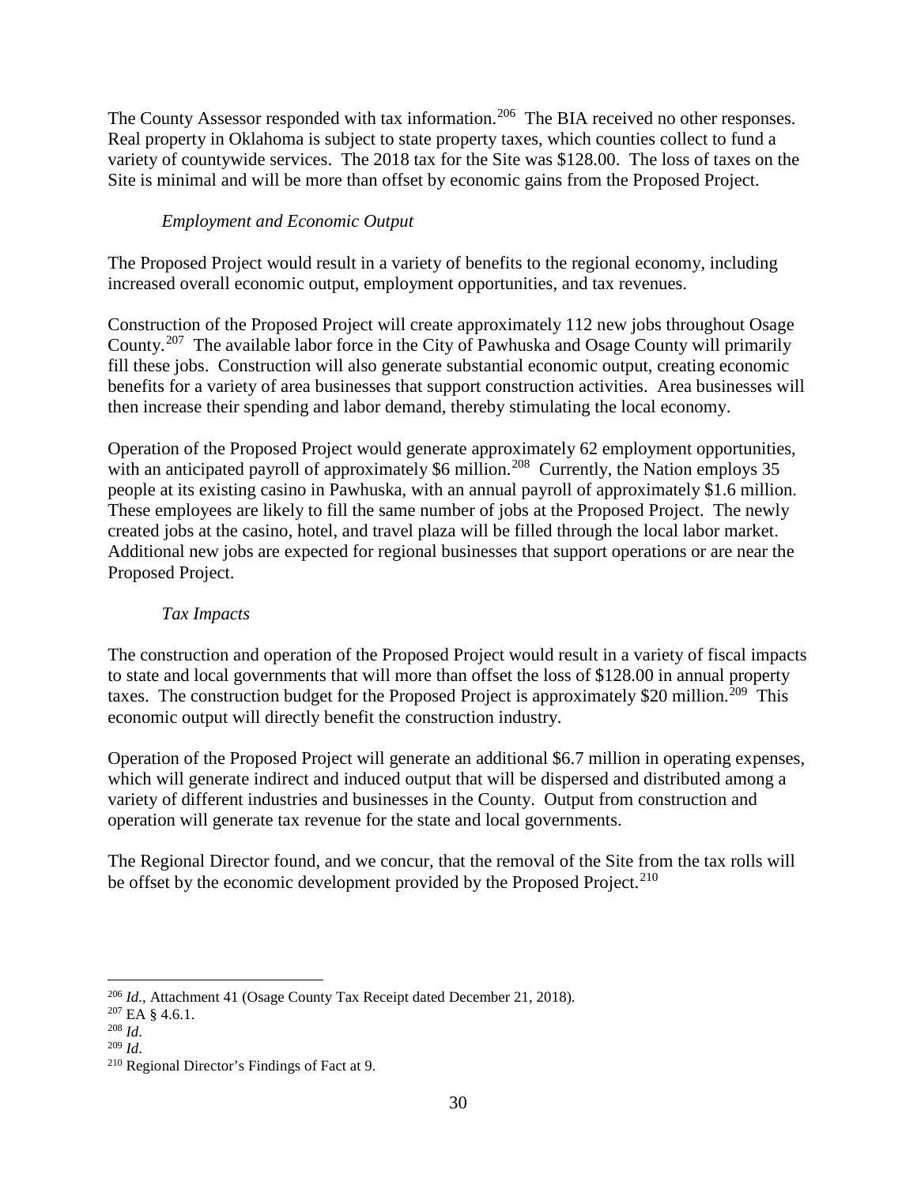The County Assessor responded with tax information.[206] The BIA received no other responses. Real property in Oklahoma is subject to state property taxes, which counties collect to fund a variety of countywide services. The 2018 tax for the Site was $128.00. The loss of taxes on the Site is minimal and will be more than offset by economic gains from the Proposed Project.

*Employment and Economic Output*

The Proposed Project would result in a variety of benefits to the regional economy, including increased overall economic output, employment opportunities, and tax revenues.

Construction of the Proposed Project will create approximately 112 new jobs throughout Osage County.[207] The available labor force in the City of Pawhuska and Osage County will primarily fill these jobs. Construction will also generate substantial economic output, creating economic benefits for a variety of area businesses that support construction activities. Area businesses will then increase their spending and labor demand, thereby stimulating the local economy.

Operation of the Proposed Project would generate approximately 62 employment opportunities, with an anticipated payroll of approximately $6 million.[208] Currently, the Nation employs 35 people at its existing casino in Pawhuska, with an annual payroll of approximately $1.6 million. These employees are likely to fill the same number of jobs at the Proposed Project. The newly created jobs at the casino, hotel, and travel plaza will be filled through the local labor market. Additional new jobs are expected for regional businesses that support operations or are near the Proposed Project.

*Tax Impacts*

The construction and operation of the Proposed Project would result in a variety of fiscal impacts to state and local governments that will more than offset the loss of $128.00 in annual property taxes. The construction budget for the Proposed Project is approximately $20 million.[209] This economic output will directly benefit the construction industry.

Operation of the Proposed Project will generate an additional $6.7 million in operating expenses, which will generate indirect and induced output that will be dispersed and distributed among a variety of different industries and businesses in the County. Output from construction and operation will generate tax revenue for the state and local governments.

The Regional Director found, and we concur, that the removal of the Site from the tax rolls will be offset by the economic development provided by the Proposed Project.[210]

---

[206] *Id*., Attachment 41 (Osage County Tax Receipt dated December 21, 2018).

[207] EA § 4.6.1.

[208] *Id*.

[209] *Id*.

[210] Regional Director's Findings of Fact at 9.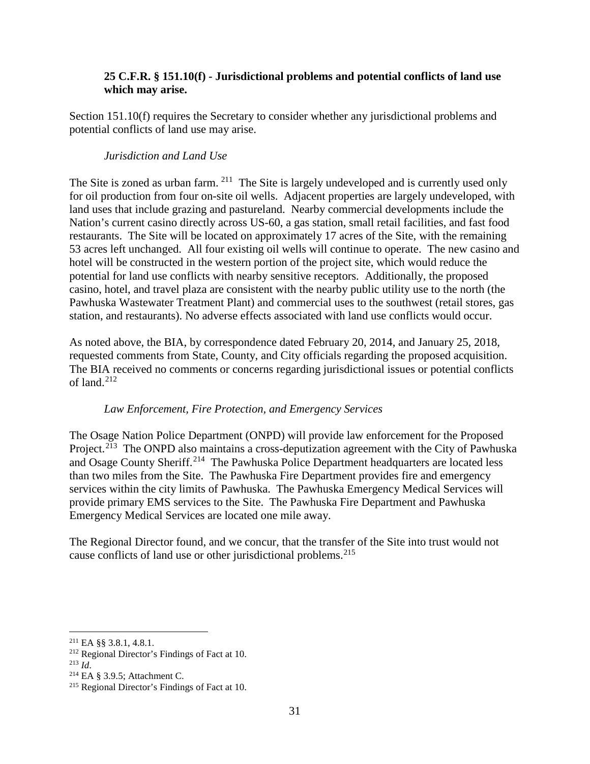**25 C.F.R. § 151.10(f) - Jurisdictional problems and potential conflicts of land use which may arise.**

Section 151.10(f) requires the Secretary to consider whether any jurisdictional problems and potential conflicts of land use may arise.

*Jurisdiction and Land Use*

The Site is zoned as urban farm. [211] The Site is largely undeveloped and is currently used only for oil production from four on-site oil wells. Adjacent properties are largely undeveloped, with land uses that include grazing and pastureland. Nearby commercial developments include the Nation's current casino directly across US-60, a gas station, small retail facilities, and fast food restaurants. The Site will be located on approximately 17 acres of the Site, with the remaining 53 acres left unchanged. All four existing oil wells will continue to operate. The new casino and hotel will be constructed in the western portion of the project site, which would reduce the potential for land use conflicts with nearby sensitive receptors. Additionally, the proposed casino, hotel, and travel plaza are consistent with the nearby public utility use to the north (the Pawhuska Wastewater Treatment Plant) and commercial uses to the southwest (retail stores, gas station, and restaurants). No adverse effects associated with land use conflicts would occur.

As noted above, the BIA, by correspondence dated February 20, 2014, and January 25, 2018, requested comments from State, County, and City officials regarding the proposed acquisition. The BIA received no comments or concerns regarding jurisdictional issues or potential conflicts of land.[212]

*Law Enforcement, Fire Protection, and Emergency Services*

The Osage Nation Police Department (ONPD) will provide law enforcement for the Proposed Project.[213] The ONPD also maintains a cross-deputization agreement with the City of Pawhuska and Osage County Sheriff.[214] The Pawhuska Police Department headquarters are located less than two miles from the Site. The Pawhuska Fire Department provides fire and emergency services within the city limits of Pawhuska. The Pawhuska Emergency Medical Services will provide primary EMS services to the Site. The Pawhuska Fire Department and Pawhuska Emergency Medical Services are located one mile away.

The Regional Director found, and we concur, that the transfer of the Site into trust would not cause conflicts of land use or other jurisdictional problems.[215]

---

[211] EA §§ 3.8.1, 4.8.1.

[212] Regional Director's Findings of Fact at 10.

[213] *Id*.

[214] EA § 3.9.5; Attachment C.

[215] Regional Director's Findings of Fact at 10.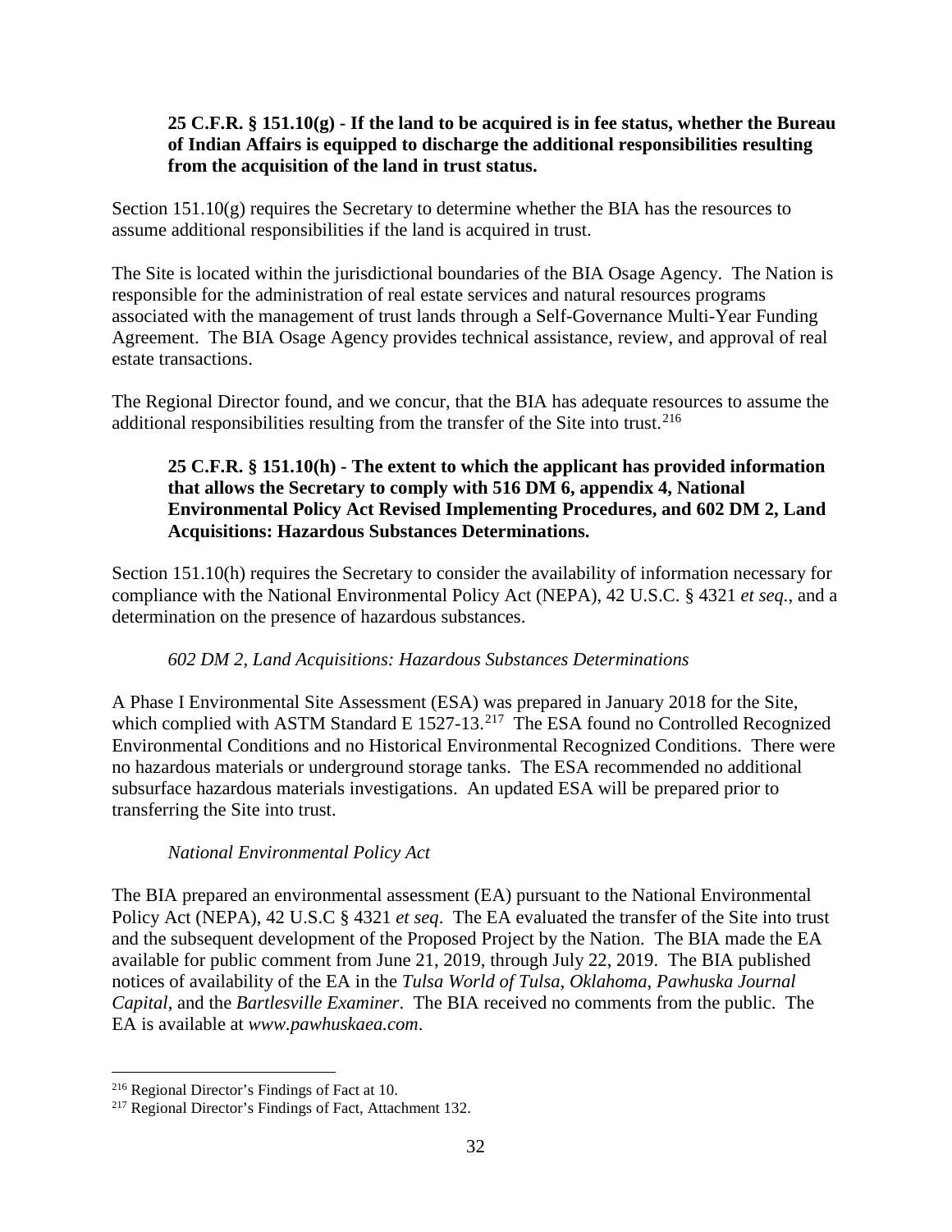**25 C.F.R. § 151.10(g) - If the land to be acquired is in fee status, whether the Bureau of Indian Affairs is equipped to discharge the additional responsibilities resulting from the acquisition of the land in trust status.**

Section 151.10(g) requires the Secretary to determine whether the BIA has the resources to assume additional responsibilities if the land is acquired in trust.

The Site is located within the jurisdictional boundaries of the BIA Osage Agency. The Nation is responsible for the administration of real estate services and natural resources programs associated with the management of trust lands through a Self-Governance Multi-Year Funding Agreement. The BIA Osage Agency provides technical assistance, review, and approval of real estate transactions.

The Regional Director found, and we concur, that the BIA has adequate resources to assume the additional responsibilities resulting from the transfer of the Site into trust.[216]

**25 C.F.R. § 151.10(h) - The extent to which the applicant has provided information that allows the Secretary to comply with 516 DM 6, appendix 4, National Environmental Policy Act Revised Implementing Procedures, and 602 DM 2, Land Acquisitions: Hazardous Substances Determinations.**

Section 151.10(h) requires the Secretary to consider the availability of information necessary for compliance with the National Environmental Policy Act (NEPA), 42 U.S.C. § 4321 *et seq.*, and a determination on the presence of hazardous substances.

*602 DM 2, Land Acquisitions: Hazardous Substances Determinations*

A Phase I Environmental Site Assessment (ESA) was prepared in January 2018 for the Site, which complied with ASTM Standard E 1527-13.[217] The ESA found no Controlled Recognized Environmental Conditions and no Historical Environmental Recognized Conditions. There were no hazardous materials or underground storage tanks. The ESA recommended no additional subsurface hazardous materials investigations. An updated ESA will be prepared prior to transferring the Site into trust.

*National Environmental Policy Act*

The BIA prepared an environmental assessment (EA) pursuant to the National Environmental Policy Act (NEPA), 42 U.S.C § 4321 *et seq*. The EA evaluated the transfer of the Site into trust and the subsequent development of the Proposed Project by the Nation. The BIA made the EA available for public comment from June 21, 2019, through July 22, 2019. The BIA published notices of availability of the EA in the *Tulsa World of Tulsa, Oklahoma*, *Pawhuska Journal Capital*, and the *Bartlesville Examiner*. The BIA received no comments from the public. The EA is available at *www.pawhuskaea.com*.

---

[216] Regional Director's Findings of Fact at 10.

[217] Regional Director's Findings of Fact, Attachment 132.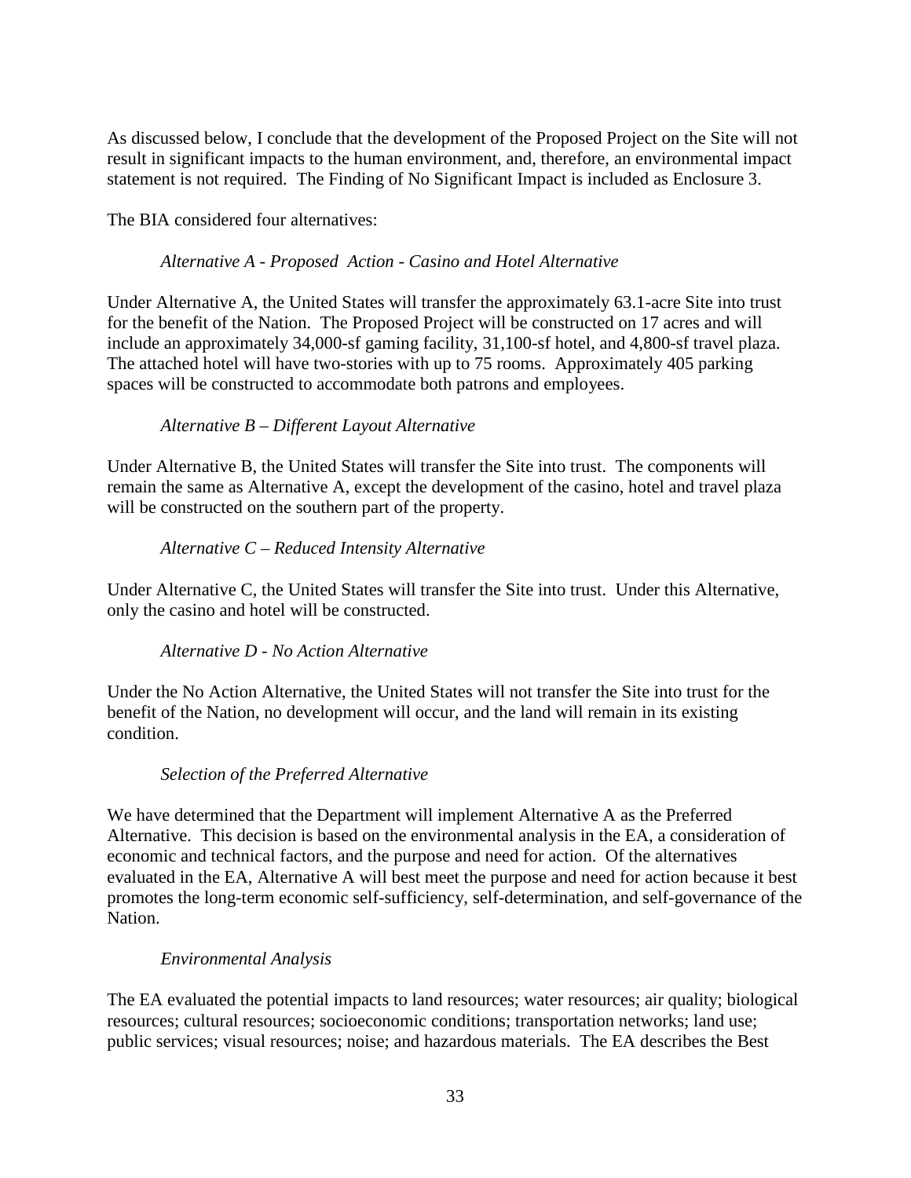As discussed below, I conclude that the development of the Proposed Project on the Site will not result in significant impacts to the human environment, and, therefore, an environmental impact statement is not required. The Finding of No Significant Impact is included as Enclosure 3.

The BIA considered four alternatives:

*Alternative A - Proposed Action - Casino and Hotel Alternative*

Under Alternative A, the United States will transfer the approximately 63.1-acre Site into trust for the benefit of the Nation. The Proposed Project will be constructed on 17 acres and will include an approximately 34,000-sf gaming facility, 31,100-sf hotel, and 4,800-sf travel plaza. The attached hotel will have two-stories with up to 75 rooms. Approximately 405 parking spaces will be constructed to accommodate both patrons and employees.

*Alternative B – Different Layout Alternative*

Under Alternative B, the United States will transfer the Site into trust. The components will remain the same as Alternative A, except the development of the casino, hotel and travel plaza will be constructed on the southern part of the property.

*Alternative C – Reduced Intensity Alternative*

Under Alternative C, the United States will transfer the Site into trust. Under this Alternative, only the casino and hotel will be constructed.

*Alternative D - No Action Alternative*

Under the No Action Alternative, the United States will not transfer the Site into trust for the benefit of the Nation, no development will occur, and the land will remain in its existing condition.

*Selection of the Preferred Alternative*

We have determined that the Department will implement Alternative A as the Preferred Alternative. This decision is based on the environmental analysis in the EA, a consideration of economic and technical factors, and the purpose and need for action. Of the alternatives evaluated in the EA, Alternative A will best meet the purpose and need for action because it best promotes the long-term economic self-sufficiency, self-determination, and self-governance of the Nation.

*Environmental Analysis*

The EA evaluated the potential impacts to land resources; water resources; air quality; biological resources; cultural resources; socioeconomic conditions; transportation networks; land use; public services; visual resources; noise; and hazardous materials. The EA describes the Best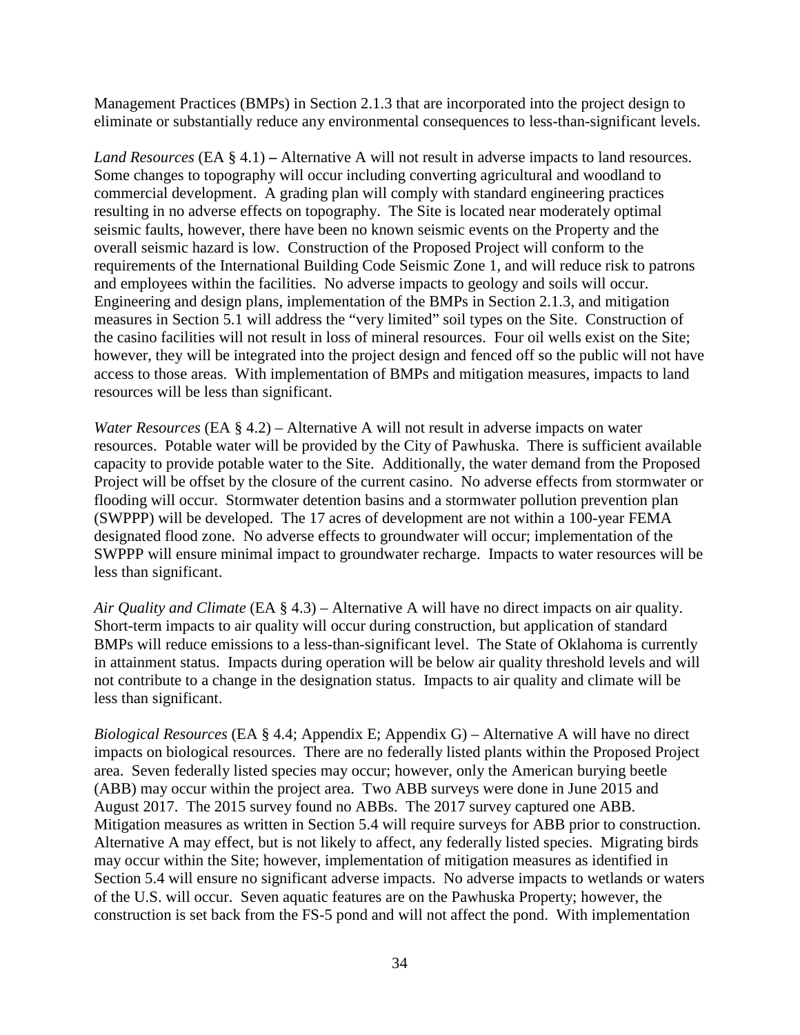Management Practices (BMPs) in Section 2.1.3 that are incorporated into the project design to eliminate or substantially reduce any environmental consequences to less-than-significant levels.

*Land Resources* (EA § 4.1) – Alternative A will not result in adverse impacts to land resources. Some changes to topography will occur including converting agricultural and woodland to commercial development. A grading plan will comply with standard engineering practices resulting in no adverse effects on topography. The Site is located near moderately optimal seismic faults, however, there have been no known seismic events on the Property and the overall seismic hazard is low. Construction of the Proposed Project will conform to the requirements of the International Building Code Seismic Zone 1, and will reduce risk to patrons and employees within the facilities. No adverse impacts to geology and soils will occur. Engineering and design plans, implementation of the BMPs in Section 2.1.3, and mitigation measures in Section 5.1 will address the "very limited" soil types on the Site. Construction of the casino facilities will not result in loss of mineral resources. Four oil wells exist on the Site; however, they will be integrated into the project design and fenced off so the public will not have access to those areas. With implementation of BMPs and mitigation measures, impacts to land resources will be less than significant.

*Water Resources* (EA § 4.2) – Alternative A will not result in adverse impacts on water resources. Potable water will be provided by the City of Pawhuska. There is sufficient available capacity to provide potable water to the Site. Additionally, the water demand from the Proposed Project will be offset by the closure of the current casino. No adverse effects from stormwater or flooding will occur. Stormwater detention basins and a stormwater pollution prevention plan (SWPPP) will be developed. The 17 acres of development are not within a 100-year FEMA designated flood zone. No adverse effects to groundwater will occur; implementation of the SWPPP will ensure minimal impact to groundwater recharge. Impacts to water resources will be less than significant.

*Air Quality and Climate* (EA § 4.3) – Alternative A will have no direct impacts on air quality. Short-term impacts to air quality will occur during construction, but application of standard BMPs will reduce emissions to a less-than-significant level. The State of Oklahoma is currently in attainment status. Impacts during operation will be below air quality threshold levels and will not contribute to a change in the designation status. Impacts to air quality and climate will be less than significant.

*Biological Resources* (EA § 4.4; Appendix E; Appendix G) – Alternative A will have no direct impacts on biological resources. There are no federally listed plants within the Proposed Project area. Seven federally listed species may occur; however, only the American burying beetle (ABB) may occur within the project area. Two ABB surveys were done in June 2015 and August 2017. The 2015 survey found no ABBs. The 2017 survey captured one ABB. Mitigation measures as written in Section 5.4 will require surveys for ABB prior to construction. Alternative A may effect, but is not likely to affect, any federally listed species. Migrating birds may occur within the Site; however, implementation of mitigation measures as identified in Section 5.4 will ensure no significant adverse impacts. No adverse impacts to wetlands or waters of the U.S. will occur. Seven aquatic features are on the Pawhuska Property; however, the construction is set back from the FS-5 pond and will not affect the pond. With implementation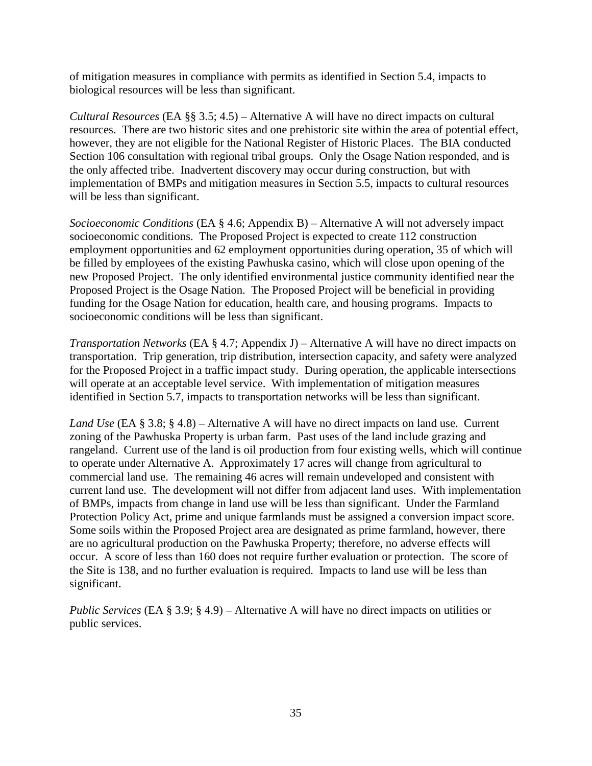of mitigation measures in compliance with permits as identified in Section 5.4, impacts to biological resources will be less than significant.

*Cultural Resources* (EA §§ 3.5; 4.5) – Alternative A will have no direct impacts on cultural resources. There are two historic sites and one prehistoric site within the area of potential effect, however, they are not eligible for the National Register of Historic Places. The BIA conducted Section 106 consultation with regional tribal groups. Only the Osage Nation responded, and is the only affected tribe. Inadvertent discovery may occur during construction, but with implementation of BMPs and mitigation measures in Section 5.5, impacts to cultural resources will be less than significant.

*Socioeconomic Conditions* (EA § 4.6; Appendix B) – Alternative A will not adversely impact socioeconomic conditions. The Proposed Project is expected to create 112 construction employment opportunities and 62 employment opportunities during operation, 35 of which will be filled by employees of the existing Pawhuska casino, which will close upon opening of the new Proposed Project. The only identified environmental justice community identified near the Proposed Project is the Osage Nation. The Proposed Project will be beneficial in providing funding for the Osage Nation for education, health care, and housing programs. Impacts to socioeconomic conditions will be less than significant.

*Transportation Networks* (EA § 4.7; Appendix J) – Alternative A will have no direct impacts on transportation. Trip generation, trip distribution, intersection capacity, and safety were analyzed for the Proposed Project in a traffic impact study. During operation, the applicable intersections will operate at an acceptable level service. With implementation of mitigation measures identified in Section 5.7, impacts to transportation networks will be less than significant.

*Land Use* (EA § 3.8; § 4.8) – Alternative A will have no direct impacts on land use. Current zoning of the Pawhuska Property is urban farm. Past uses of the land include grazing and rangeland. Current use of the land is oil production from four existing wells, which will continue to operate under Alternative A. Approximately 17 acres will change from agricultural to commercial land use. The remaining 46 acres will remain undeveloped and consistent with current land use. The development will not differ from adjacent land uses. With implementation of BMPs, impacts from change in land use will be less than significant. Under the Farmland Protection Policy Act, prime and unique farmlands must be assigned a conversion impact score. Some soils within the Proposed Project area are designated as prime farmland, however, there are no agricultural production on the Pawhuska Property; therefore, no adverse effects will occur. A score of less than 160 does not require further evaluation or protection. The score of the Site is 138, and no further evaluation is required. Impacts to land use will be less than significant.

*Public Services* (EA § 3.9; § 4.9) – Alternative A will have no direct impacts on utilities or public services.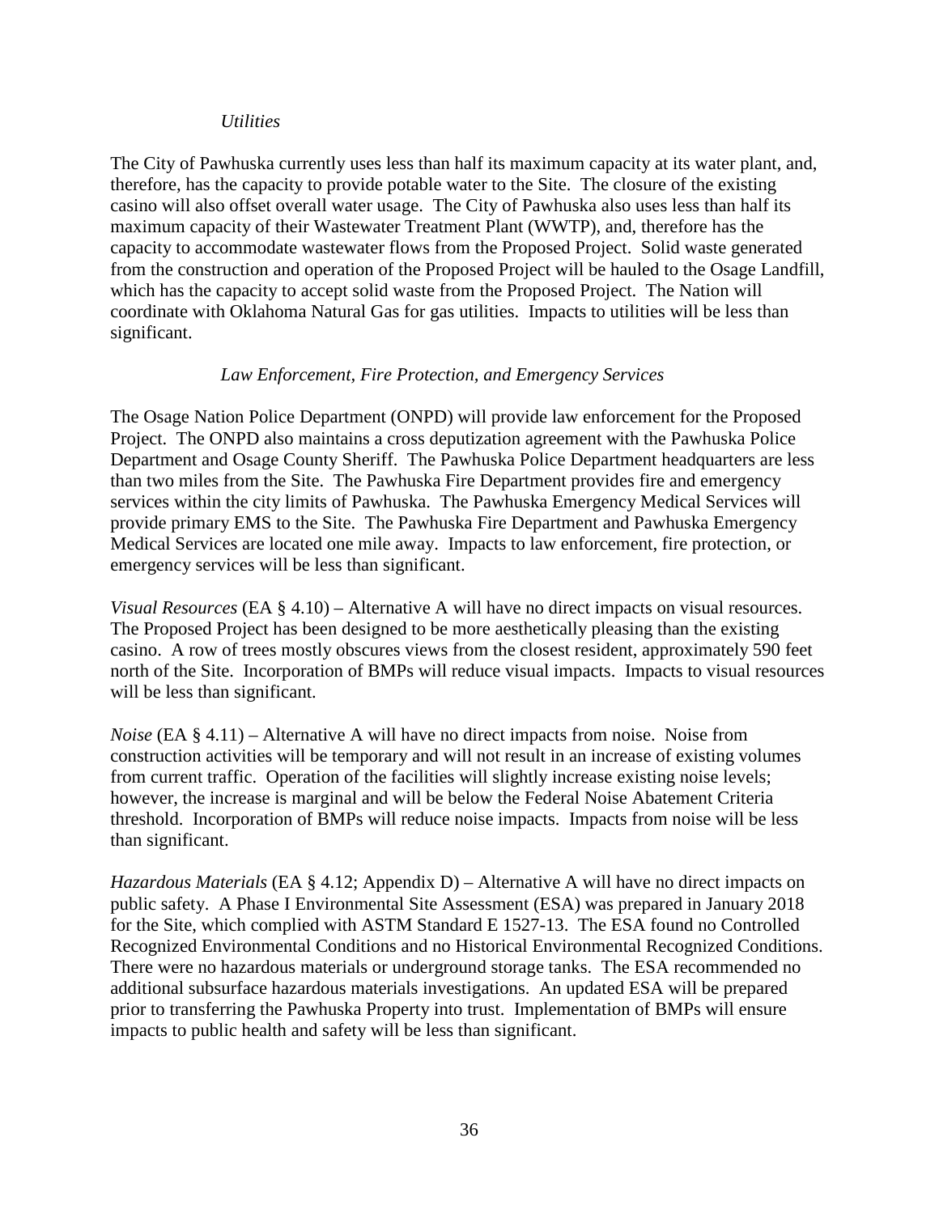*Utilities*

The City of Pawhuska currently uses less than half its maximum capacity at its water plant, and, therefore, has the capacity to provide potable water to the Site. The closure of the existing casino will also offset overall water usage. The City of Pawhuska also uses less than half its maximum capacity of their Wastewater Treatment Plant (WWTP), and, therefore has the capacity to accommodate wastewater flows from the Proposed Project. Solid waste generated from the construction and operation of the Proposed Project will be hauled to the Osage Landfill, which has the capacity to accept solid waste from the Proposed Project. The Nation will coordinate with Oklahoma Natural Gas for gas utilities. Impacts to utilities will be less than significant.

*Law Enforcement, Fire Protection, and Emergency Services*

The Osage Nation Police Department (ONPD) will provide law enforcement for the Proposed Project. The ONPD also maintains a cross deputization agreement with the Pawhuska Police Department and Osage County Sheriff. The Pawhuska Police Department headquarters are less than two miles from the Site. The Pawhuska Fire Department provides fire and emergency services within the city limits of Pawhuska. The Pawhuska Emergency Medical Services will provide primary EMS to the Site. The Pawhuska Fire Department and Pawhuska Emergency Medical Services are located one mile away. Impacts to law enforcement, fire protection, or emergency services will be less than significant.

*Visual Resources* (EA § 4.10) – Alternative A will have no direct impacts on visual resources. The Proposed Project has been designed to be more aesthetically pleasing than the existing casino. A row of trees mostly obscures views from the closest resident, approximately 590 feet north of the Site. Incorporation of BMPs will reduce visual impacts. Impacts to visual resources will be less than significant.

*Noise* (EA § 4.11) – Alternative A will have no direct impacts from noise. Noise from construction activities will be temporary and will not result in an increase of existing volumes from current traffic. Operation of the facilities will slightly increase existing noise levels; however, the increase is marginal and will be below the Federal Noise Abatement Criteria threshold. Incorporation of BMPs will reduce noise impacts. Impacts from noise will be less than significant.

*Hazardous Materials* (EA § 4.12; Appendix D) – Alternative A will have no direct impacts on public safety. A Phase I Environmental Site Assessment (ESA) was prepared in January 2018 for the Site, which complied with ASTM Standard E 1527-13. The ESA found no Controlled Recognized Environmental Conditions and no Historical Environmental Recognized Conditions. There were no hazardous materials or underground storage tanks. The ESA recommended no additional subsurface hazardous materials investigations. An updated ESA will be prepared prior to transferring the Pawhuska Property into trust. Implementation of BMPs will ensure impacts to public health and safety will be less than significant.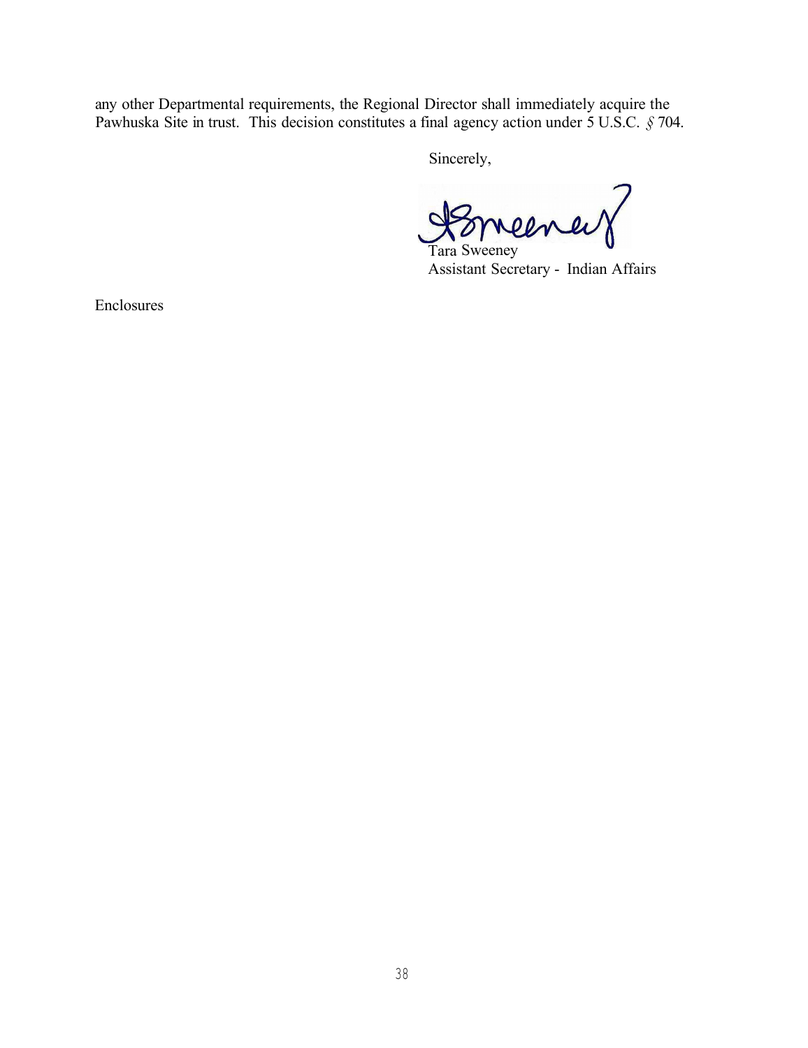any other Departmental requirements, the Regional Director shall immediately acquire the Pawhuska Site in trust. This decision constitutes a final agency action under 5 U.S.C. § 704.

Sincerely,

Tara Sweeney
Assistant Secretary - Indian Affairs

Enclosures